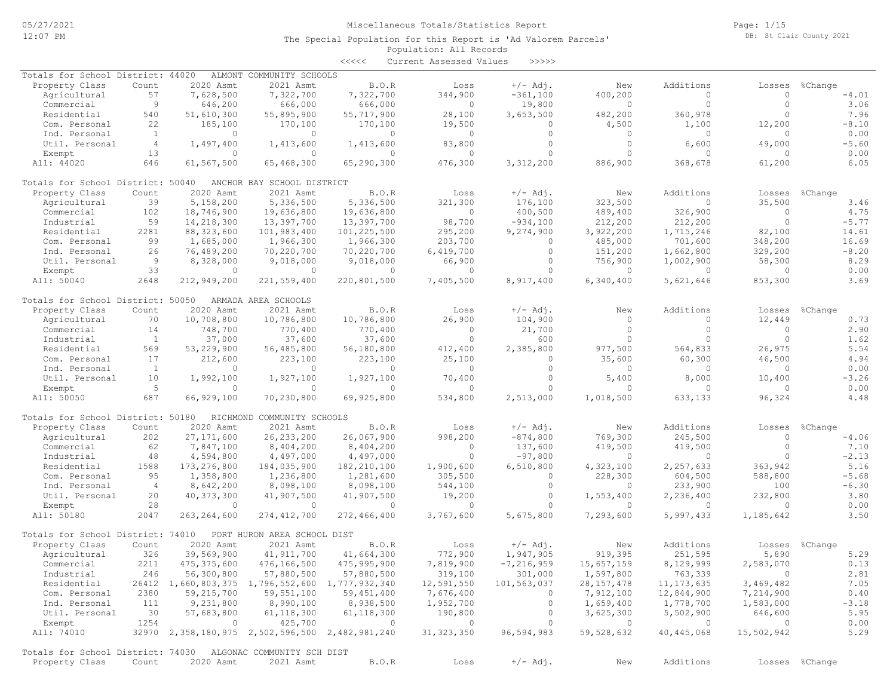Miscellaneous Totals/Statistics Report

The Special Population for this Report is 'Ad Valorem Parcels'

Population: All Records

<<<<< Current Assessed Values >>>>>

05/27/2021 12:07 PM

DB: St Clair County 2021

## Totals for School District: 44020 ALMONT COMMUNITY SCHOOLS

| Property Class | Count | 2020 Asmt | 2021 Asmt | B.O.R | Loss | +/- Adj. | New | Additions | Losses | %Change |
|---|---|---|---|---|---|---|---|---|---|---|
| Agricultural | 57 | 7,628,500 | 7,322,700 | 7,322,700 | 344,900 | -361,100 | 400,200 | 0 | 0 | -4.01 |
| Commercial | 9 | 646,200 | 666,000 | 666,000 | 0 | 19,800 | 0 | 0 | 0 | 3.06 |
| Residential | 540 | 51,610,300 | 55,895,900 | 55,717,900 | 28,100 | 3,653,500 | 482,200 | 360,978 | 0 | 7.96 |
| Com. Personal | 22 | 185,100 | 170,100 | 170,100 | 19,500 | 0 | 4,500 | 1,100 | 12,200 | -8.10 |
| Ind. Personal | 1 | 0 | 0 | 0 | 0 | 0 | 0 | 0 | 0 | 0.00 |
| Util. Personal | 4 | 1,497,400 | 1,413,600 | 1,413,600 | 83,800 | 0 | 0 | 6,600 | 49,000 | -5.60 |
| Exempt | 13 | 0 | 0 | 0 | 0 | 0 | 0 | 0 | 0 | 0.00 |
| All: 44020 | 646 | 61,567,500 | 65,468,300 | 65,290,300 | 476,300 | 3,312,200 | 886,900 | 368,678 | 61,200 | 6.05 |

## Totals for School District: 50040 ANCHOR BAY SCHOOL DISTRICT

| Property Class | Count | 2020 Asmt | 2021 Asmt | B.O.R | Loss | +/- Adj. | New | Additions | Losses | %Change |
|---|---|---|---|---|---|---|---|---|---|---|
| Agricultural | 39 | 5,158,200 | 5,336,500 | 5,336,500 | 321,300 | 176,100 | 323,500 | 0 | 35,500 | 3.46 |
| Commercial | 102 | 18,746,900 | 19,636,800 | 19,636,800 | 0 | 400,500 | 489,400 | 326,900 | 0 | 4.75 |
| Industrial | 59 | 14,218,300 | 13,397,700 | 13,397,700 | 98,700 | -934,100 | 212,200 | 212,200 | 0 | -5.77 |
| Residential | 2281 | 88,323,600 | 101,983,400 | 101,225,500 | 295,200 | 9,274,900 | 3,922,200 | 1,715,246 | 82,100 | 14.61 |
| Com. Personal | 99 | 1,685,000 | 1,966,300 | 1,966,300 | 203,700 | 0 | 485,000 | 701,600 | 348,200 | 16.69 |
| Ind. Personal | 26 | 76,489,200 | 70,220,700 | 70,220,700 | 6,419,700 | 0 | 151,200 | 1,662,800 | 329,200 | -8.20 |
| Util. Personal | 9 | 8,328,000 | 9,018,000 | 9,018,000 | 66,900 | 0 | 756,900 | 1,002,900 | 58,300 | 8.29 |
| Exempt | 33 | 0 | 0 | 0 | 0 | 0 | 0 | 0 | 0 | 0.00 |
| All: 50040 | 2648 | 212,949,200 | 221,559,400 | 220,801,500 | 7,405,500 | 8,917,400 | 6,340,400 | 5,621,646 | 853,300 | 3.69 |

## Totals for School District: 50050 ARMADA AREA SCHOOLS

| Property Class | Count | 2020 Asmt | 2021 Asmt | B.O.R | Loss | +/- Adj. | New | Additions | Losses | %Change |
|---|---|---|---|---|---|---|---|---|---|---|
| Agricultural | 70 | 10,708,800 | 10,786,800 | 10,786,800 | 26,900 | 104,900 | 0 | 0 | 12,449 | 0.73 |
| Commercial | 14 | 748,700 | 770,400 | 770,400 | 0 | 21,700 | 0 | 0 | 0 | 2.90 |
| Industrial | 1 | 37,000 | 37,600 | 37,600 | 0 | 600 | 0 | 0 | 0 | 1.62 |
| Residential | 569 | 53,229,900 | 56,485,800 | 56,180,800 | 412,400 | 2,385,800 | 977,500 | 564,833 | 26,975 | 5.54 |
| Com. Personal | 17 | 212,600 | 223,100 | 223,100 | 25,100 | 0 | 35,600 | 60,300 | 46,500 | 4.94 |
| Ind. Personal | 1 | 0 | 0 | 0 | 0 | 0 | 0 | 0 | 0 | 0.00 |
| Util. Personal | 10 | 1,992,100 | 1,927,100 | 1,927,100 | 70,400 | 0 | 5,400 | 8,000 | 10,400 | -3.26 |
| Exempt | 5 | 0 | 0 | 0 | 0 | 0 | 0 | 0 | 0 | 0.00 |
| All: 50050 | 687 | 66,929,100 | 70,230,800 | 69,925,800 | 534,800 | 2,513,000 | 1,018,500 | 633,133 | 96,324 | 4.48 |

## Totals for School District: 50180 RICHMOND COMMUNITY SCHOOLS

| Property Class | Count | 2020 Asmt | 2021 Asmt | B.O.R | Loss | +/- Adj. | New | Additions | Losses | %Change |
|---|---|---|---|---|---|---|---|---|---|---|
| Agricultural | 202 | 27,171,600 | 26,233,200 | 26,067,900 | 998,200 | -874,800 | 769,300 | 245,500 | 0 | -4.06 |
| Commercial | 62 | 7,847,100 | 8,404,200 | 8,404,200 | 0 | 137,600 | 419,500 | 419,500 | 0 | 7.10 |
| Industrial | 48 | 4,594,800 | 4,497,000 | 4,497,000 | 0 | -97,800 | 0 | 0 | 0 | -2.13 |
| Residential | 1588 | 173,276,800 | 184,035,900 | 182,210,100 | 1,900,600 | 6,510,800 | 4,323,100 | 2,257,633 | 363,942 | 5.16 |
| Com. Personal | 95 | 1,358,800 | 1,236,800 | 1,281,600 | 305,500 | 0 | 228,300 | 604,500 | 588,800 | -5.68 |
| Ind. Personal | 4 | 8,642,200 | 8,098,100 | 8,098,100 | 544,100 | 0 | 0 | 233,900 | 100 | -6.30 |
| Util. Personal | 20 | 40,373,300 | 41,907,500 | 41,907,500 | 19,200 | 0 | 1,553,400 | 2,236,400 | 232,800 | 3.80 |
| Exempt | 28 | 0 | 0 | 0 | 0 | 0 | 0 | 0 | 0 | 0.00 |
| All: 50180 | 2047 | 263,264,600 | 274,412,700 | 272,466,400 | 3,767,600 | 5,675,800 | 7,293,600 | 5,997,433 | 1,185,642 | 3.50 |

## Totals for School District: 74010 PORT HURON AREA SCHOOL DIST

| Property Class | Count | 2020 Asmt | 2021 Asmt | B.O.R | Loss | +/- Adj. | New | Additions | Losses | %Change |
|---|---|---|---|---|---|---|---|---|---|---|
| Agricultural | 326 | 39,569,900 | 41,911,700 | 41,664,300 | 772,900 | 1,947,905 | 919,395 | 251,595 | 5,890 | 5.29 |
| Commercial | 2211 | 475,375,600 | 476,166,500 | 475,995,900 | 7,819,900 | -7,216,959 | 15,657,159 | 8,129,999 | 2,583,070 | 0.13 |
| Industrial | 246 | 56,300,800 | 57,880,500 | 57,880,500 | 319,100 | 301,000 | 1,597,800 | 763,339 | 0 | 2.81 |
| Residential | 26412 | 1,660,803,375 | 1,796,552,600 | 1,777,932,340 | 12,591,550 | 101,563,037 | 28,157,478 | 11,173,635 | 3,469,482 | 7.05 |
| Com. Personal | 2380 | 59,215,700 | 59,551,100 | 59,451,400 | 7,676,400 | 0 | 7,912,100 | 12,844,900 | 7,214,900 | 0.40 |
| Ind. Personal | 111 | 9,231,800 | 8,990,100 | 8,938,500 | 1,952,700 | 0 | 1,659,400 | 1,778,700 | 1,583,000 | -3.18 |
| Util. Personal | 30 | 57,683,800 | 61,118,300 | 61,118,300 | 190,800 | 0 | 3,625,300 | 5,502,900 | 646,600 | 5.95 |
| Exempt | 1254 | 0 | 425,700 | 0 | 0 | 0 | 0 | 0 | 0 | 0.00 |
| All: 74010 | 32970 | 2,358,180,975 | 2,502,596,500 | 2,482,981,240 | 31,323,350 | 96,594,983 | 59,528,632 | 40,445,068 | 15,502,942 | 5.29 |

## Totals for School District: 74030 ALGONAC COMMUNITY SCH DIST

| Property Class | Count | 2020 Asmt | 2021 Asmt | B.O.R | Loss | +/- Adj. | New | Additions | Losses | %Change |
|---|---|---|---|---|---|---|---|---|---|---|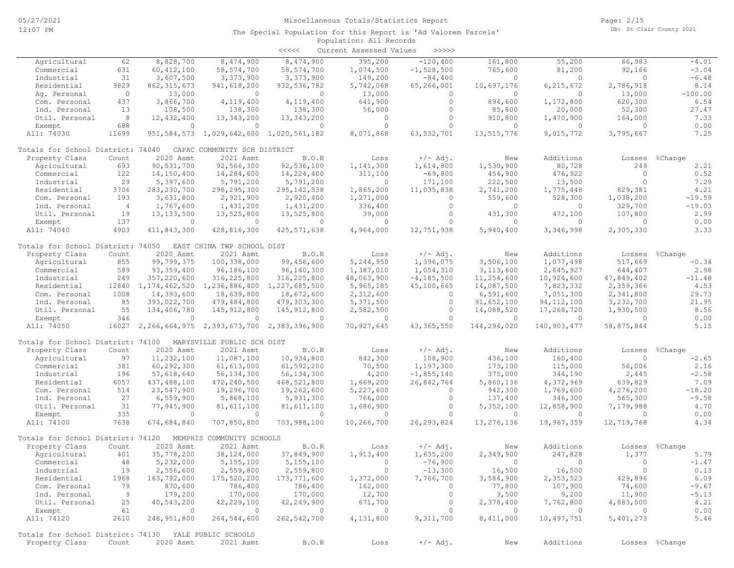Miscellaneous Totals/Statistics Report

The Special Population for this Report is 'Ad Valorem Parcels'

Population: All Records

<<<<< Current Assessed Values >>>>>

| Property Class | Count | 2020 Asmt | 2021 Asmt | B.O.R | Loss | +/- Adj. | New | Additions | Losses | %Change |
|---|---|---|---|---|---|---|---|---|---|---|
| Agricultural | 62 | 8,828,700 | 8,474,900 | 8,474,900 | 395,200 | -120,400 | 161,800 | 55,200 | 66,983 | -4.01 |
| Commercial | 631 | 60,412,100 | 58,574,700 | 58,574,700 | 1,074,500 | -1,528,500 | 765,600 | 81,200 | 92,166 | -3.04 |
| Industrial | 31 | 3,607,500 | 3,373,900 | 3,373,900 | 149,200 | -84,400 | 0 | 0 | 0 | -6.48 |
| Residential | 9829 | 862,315,673 | 941,618,200 | 932,536,782 | 5,742,068 | 65,266,001 | 10,697,176 | 6,215,672 | 2,786,918 | 8.14 |
| Ag. Personal | 0 | 13,000 | 0 | 0 | 13,000 | 0 | 0 | 0 | 13,000 | -100.00 |
| Com. Personal | 437 | 3,866,700 | 4,119,400 | 4,119,400 | 641,900 | 0 | 894,600 | 1,172,800 | 620,300 | 6.54 |
| Ind. Personal | 13 | 108,500 | 138,300 | 138,300 | 56,000 | 0 | 85,800 | 20,000 | 52,300 | 27.47 |
| Util. Personal | 8 | 12,432,400 | 13,343,200 | 13,343,200 | 0 | 0 | 910,800 | 1,470,900 | 164,000 | 7.33 |
| Exempt | 688 | 0 | 0 | 0 | 0 | 0 | 0 | 0 | 0 | 0.00 |
| All: 74030 | 11699 | 951,584,573 | 1,029,642,600 | 1,020,561,182 | 8,071,868 | 63,532,701 | 13,515,776 | 9,015,772 | 3,795,667 | 7.25 |

Totals for School District: 74040 CAPAC COMMUNITY SCH DISTRICT

| Property Class | Count | 2020 Asmt | 2021 Asmt | B.O.R | Loss | +/- Adj. | New | Additions | Losses | %Change |
|---|---|---|---|---|---|---|---|---|---|---|
| Agricultural | 693 | 90,531,700 | 92,566,300 | 92,536,100 | 1,141,300 | 1,614,800 | 1,530,900 | 80,728 | 249 | 2.21 |
| Commercial | 122 | 14,150,400 | 14,284,600 | 14,224,400 | 311,100 | -69,800 | 454,900 | 476,922 | 0 | 0.52 |
| Industrial | 29 | 5,397,600 | 5,791,200 | 5,791,200 | 0 | 171,100 | 222,500 | 13,500 | 0 | 7.29 |
| Residential | 3706 | 283,230,700 | 298,295,300 | 295,142,538 | 1,865,200 | 11,035,838 | 2,741,200 | 1,775,448 | 829,381 | 4.21 |
| Com. Personal | 193 | 3,631,800 | 2,921,900 | 2,920,400 | 1,271,000 | 0 | 559,600 | 528,300 | 1,038,200 | -19.59 |
| Ind. Personal | 4 | 1,767,600 | 1,431,200 | 1,431,200 | 336,400 | 0 | 0 | 0 | 329,700 | -19.03 |
| Util. Personal | 19 | 13,133,500 | 13,525,800 | 13,525,800 | 39,000 | 0 | 431,300 | 472,100 | 107,800 | 2.99 |
| Exempt | 137 | 0 | 0 | 0 | 0 | 0 | 0 | 0 | 0 | 0.00 |
| All: 74040 | 4903 | 411,843,300 | 428,816,300 | 425,571,638 | 4,964,000 | 12,751,938 | 5,940,400 | 3,346,998 | 2,305,330 | 3.33 |

Totals for School District: 74050 EAST CHINA TWP SCHOOL DIST

| Property Class | Count | 2020 Asmt | 2021 Asmt | B.O.R | Loss | +/- Adj. | New | Additions | Losses | %Change |
|---|---|---|---|---|---|---|---|---|---|---|
| Agricultural | 855 | 99,799,375 | 100,338,000 | 99,456,600 | 5,244,950 | 1,396,075 | 3,506,100 | 1,077,498 | 517,669 | -0.34 |
| Commercial | 589 | 93,359,400 | 96,186,100 | 96,140,300 | 1,387,010 | 1,054,310 | 3,113,600 | 2,645,927 | 644,407 | 2.98 |
| Industrial | 249 | 357,220,600 | 316,225,800 | 316,225,800 | 48,063,900 | -4,185,500 | 11,254,600 | 10,924,600 | 47,849,402 | -11.48 |
| Residential | 12840 | 1,174,462,520 | 1,236,886,400 | 1,227,685,500 | 5,965,185 | 45,100,665 | 14,087,500 | 7,823,332 | 2,359,366 | 4.53 |
| Com. Personal | 1008 | 14,393,600 | 18,639,800 | 18,672,600 | 2,312,600 | 0 | 6,591,600 | 7,051,300 | 2,341,800 | 29.73 |
| Ind. Personal | 85 | 393,022,700 | 479,484,800 | 479,303,300 | 5,371,500 | 0 | 91,652,100 | 94,112,100 | 3,232,700 | 21.95 |
| Util. Personal | 55 | 134,406,780 | 145,912,800 | 145,912,800 | 2,582,500 | 0 | 14,088,520 | 17,268,720 | 1,930,500 | 8.56 |
| Exempt | 346 | 0 | 0 | 0 | 0 | 0 | 0 | 0 | 0 | 0.00 |
| All: 74050 | 16027 | 2,266,664,975 | 2,393,673,700 | 2,383,396,900 | 70,927,645 | 43,365,550 | 144,294,020 | 140,903,477 | 58,875,844 | 5.15 |

Totals for School District: 74100 MARYSVILLE PUBLIC SCH DIST

| Property Class | Count | 2020 Asmt | 2021 Asmt | B.O.R | Loss | +/- Adj. | New | Additions | Losses | %Change |
|---|---|---|---|---|---|---|---|---|---|---|
| Agricultural | 97 | 11,232,100 | 11,087,100 | 10,934,800 | 842,300 | 108,900 | 436,100 | 160,400 | 0 | -2.65 |
| Commercial | 381 | 60,292,300 | 61,613,000 | 61,592,200 | 70,500 | 1,197,300 | 173,100 | 115,000 | 56,006 | 2.16 |
| Industrial | 196 | 57,618,640 | 56,134,300 | 56,134,300 | 4,200 | -1,855,140 | 375,000 | 344,190 | 2,445 | -2.58 |
| Residential | 6057 | 437,488,100 | 472,240,500 | 468,521,800 | 1,669,200 | 26,842,764 | 5,860,136 | 4,372,969 | 639,829 | 7.09 |
| Com. Personal | 514 | 23,547,900 | 19,296,700 | 19,262,600 | 5,227,600 | 0 | 942,300 | 1,769,600 | 4,276,200 | -18.20 |
| Ind. Personal | 27 | 6,559,900 | 5,868,100 | 5,931,300 | 766,000 | 0 | 137,400 | 346,300 | 565,300 | -9.58 |
| Util. Personal | 31 | 77,945,900 | 81,611,100 | 81,611,100 | 1,686,900 | 0 | 5,352,100 | 12,858,900 | 7,179,988 | 4.70 |
| Exempt | 335 | 0 | 0 | 0 | 0 | 0 | 0 | 0 | 0 | 0.00 |
| All: 74100 | 7638 | 674,684,840 | 707,850,800 | 703,988,100 | 10,266,700 | 26,293,824 | 13,276,136 | 19,967,359 | 12,719,768 | 4.34 |

Totals for School District: 74120 MEMPHIS COMMUNITY SCHOOLS

| Property Class | Count | 2020 Asmt | 2021 Asmt | B.O.R | Loss | +/- Adj. | New | Additions | Losses | %Change |
|---|---|---|---|---|---|---|---|---|---|---|
| Agricultural | 401 | 35,778,200 | 38,124,000 | 37,849,900 | 1,913,400 | 1,635,200 | 2,349,900 | 247,828 | 1,377 | 5.79 |
| Commercial | 48 | 5,232,000 | 5,155,100 | 5,155,100 | 0 | -76,900 | 0 | 0 | 0 | -1.47 |
| Industrial | 19 | 2,556,600 | 2,559,800 | 2,559,800 | 0 | -13,300 | 16,500 | 16,500 | 0 | 0.13 |
| Residential | 1968 | 163,792,000 | 175,520,200 | 173,771,600 | 1,372,000 | 7,766,700 | 3,584,900 | 2,353,523 | 429,896 | 6.09 |
| Com. Personal | 79 | 870,600 | 786,400 | 786,400 | 162,000 | 0 | 77,800 | 107,900 | 74,600 | -9.67 |
| Ind. Personal | 9 | 179,200 | 170,000 | 170,000 | 12,700 | 0 | 3,500 | 9,200 | 11,900 | -5.13 |
| Util. Personal | 25 | 40,543,200 | 42,229,100 | 42,249,900 | 671,700 | 0 | 2,378,400 | 7,762,800 | 4,883,500 | 4.21 |
| Exempt | 61 | 0 | 0 | 0 | 0 | 0 | 0 | 0 | 0 | 0.00 |
| All: 74120 | 2610 | 248,951,800 | 264,544,600 | 262,542,700 | 4,131,800 | 9,311,700 | 8,411,000 | 10,497,751 | 5,401,273 | 5.46 |

Totals for School District: 74130 YALE PUBLIC SCHOOLS

| Property Class | Count | 2020 Asmt | 2021 Asmt | B.O.R | Loss | +/- Adj. | New | Additions | Losses | %Change |
|---|---|---|---|---|---|---|---|---|---|---|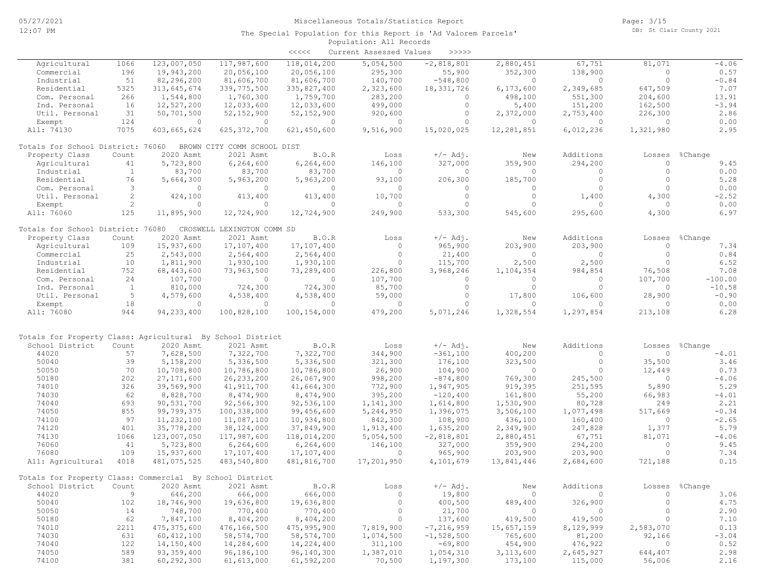Miscellaneous Totals/Statistics Report

The Special Population for this Report is 'Ad Valorem Parcels'

Population: All Records

<<<<< Current Assessed Values >>>>>

| Property Class | Count | 2020 Asmt | 2021 Asmt | B.O.R | Loss | +/- Adj. | New | Additions | Losses | %Change |
|---|---|---|---|---|---|---|---|---|---|---|
| Agricultural | 1066 | 123,007,050 | 117,987,600 | 118,014,200 | 5,054,500 | -2,818,801 | 2,880,451 | 67,751 | 81,071 | -4.06 |
| Commercial | 196 | 19,943,200 | 20,056,100 | 20,056,100 | 295,300 | 55,900 | 352,300 | 138,900 | 0 | 0.57 |
| Industrial | 51 | 82,296,200 | 81,606,700 | 81,606,700 | 140,700 | -548,800 | 0 | 0 | 0 | -0.84 |
| Residential | 5325 | 313,645,674 | 339,775,500 | 335,827,400 | 2,323,600 | 18,331,726 | 6,173,600 | 2,349,685 | 647,509 | 7.07 |
| Com. Personal | 266 | 1,544,800 | 1,760,300 | 1,759,700 | 283,200 | 0 | 498,100 | 551,300 | 204,600 | 13.91 |
| Ind. Personal | 16 | 12,527,200 | 12,033,600 | 12,033,600 | 499,000 | 0 | 5,400 | 151,200 | 162,500 | -3.94 |
| Util. Personal | 31 | 50,701,500 | 52,152,900 | 52,152,900 | 920,600 | 0 | 2,372,000 | 2,753,400 | 226,300 | 2.86 |
| Exempt | 124 | 0 | 0 | 0 | 0 | 0 | 0 | 0 | 0 | 0.00 |
| All: 74130 | 7075 | 603,665,624 | 625,372,700 | 621,450,600 | 9,516,900 | 15,020,025 | 12,281,851 | 6,012,236 | 1,321,980 | 2.95 |

Totals for School District: 76060 BROWN CITY COMM SCHOOL DIST

| Property Class | Count | 2020 Asmt | 2021 Asmt | B.O.R | Loss | +/- Adj. | New | Additions | Losses | %Change |
|---|---|---|---|---|---|---|---|---|---|---|
| Agricultural | 41 | 5,723,800 | 6,264,600 | 6,264,600 | 146,100 | 327,000 | 359,900 | 294,200 | 0 | 9.45 |
| Industrial | 1 | 83,700 | 83,700 | 83,700 | 0 | 0 | 0 | 0 | 0 | 0.00 |
| Residential | 76 | 5,664,300 | 5,963,200 | 5,963,200 | 93,100 | 206,300 | 185,700 | 0 | 0 | 5.28 |
| Com. Personal | 3 | 0 | 0 | 0 | 0 | 0 | 0 | 0 | 0 | 0.00 |
| Util. Personal | 2 | 424,100 | 413,400 | 413,400 | 10,700 | 0 | 0 | 1,400 | 4,300 | -2.52 |
| Exempt | 2 | 0 | 0 | 0 | 0 | 0 | 0 | 0 | 0 | 0.00 |
| All: 76060 | 125 | 11,895,900 | 12,724,900 | 12,724,900 | 249,900 | 533,300 | 545,600 | 295,600 | 4,300 | 6.97 |

Totals for School District: 76080 CROSWELL LEXINGTON COMM SD

| Property Class | Count | 2020 Asmt | 2021 Asmt | B.O.R | Loss | +/- Adj. | New | Additions | Losses | %Change |
|---|---|---|---|---|---|---|---|---|---|---|
| Agricultural | 109 | 15,937,600 | 17,107,400 | 17,107,400 | 0 | 965,900 | 203,900 | 203,900 | 0 | 7.34 |
| Commercial | 25 | 2,543,000 | 2,564,400 | 2,564,400 | 0 | 21,400 | 0 | 0 | 0 | 0.84 |
| Industrial | 10 | 1,811,900 | 1,930,100 | 1,930,100 | 0 | 115,700 | 2,500 | 2,500 | 0 | 6.52 |
| Residential | 752 | 68,443,600 | 73,963,500 | 73,289,400 | 226,800 | 3,968,246 | 1,104,354 | 984,854 | 76,508 | 7.08 |
| Com. Personal | 24 | 107,700 | 0 | 0 | 107,700 | 0 | 0 | 0 | 107,700 | -100.00 |
| Ind. Personal | 1 | 810,000 | 724,300 | 724,300 | 85,700 | 0 | 0 | 0 | 0 | -10.58 |
| Util. Personal | 5 | 4,579,600 | 4,538,400 | 4,538,400 | 59,000 | 0 | 17,800 | 106,600 | 28,900 | -0.90 |
| Exempt | 18 | 0 | 0 | 0 | 0 | 0 | 0 | 0 | 0 | 0.00 |
| All: 76080 | 944 | 94,233,400 | 100,828,100 | 100,154,000 | 479,200 | 5,071,246 | 1,328,554 | 1,297,854 | 213,108 | 6.28 |

Totals for Property Class: Agricultural By School District

| School District | Count | 2020 Asmt | 2021 Asmt | B.O.R | Loss | +/- Adj. | New | Additions | Losses | %Change |
|---|---|---|---|---|---|---|---|---|---|---|
| 44020 | 57 | 7,628,500 | 7,322,700 | 7,322,700 | 344,900 | -361,100 | 400,200 | 0 | 0 | -4.01 |
| 50040 | 39 | 5,158,200 | 5,336,500 | 5,336,500 | 321,300 | 176,100 | 323,500 | 0 | 35,500 | 3.46 |
| 50050 | 70 | 10,708,800 | 10,786,800 | 10,786,800 | 26,900 | 104,900 | 0 | 0 | 12,449 | 0.73 |
| 50180 | 202 | 27,171,600 | 26,233,200 | 26,067,900 | 998,200 | -874,800 | 769,300 | 245,500 | 0 | -4.06 |
| 74010 | 326 | 39,569,900 | 41,911,700 | 41,664,300 | 772,900 | 1,947,905 | 919,395 | 251,595 | 5,890 | 5.29 |
| 74030 | 62 | 8,828,700 | 8,474,900 | 8,474,900 | 395,200 | -120,400 | 161,800 | 55,200 | 66,983 | -4.01 |
| 74040 | 693 | 90,531,700 | 92,566,300 | 92,536,100 | 1,141,300 | 1,614,800 | 1,530,900 | 80,728 | 249 | 2.21 |
| 74050 | 855 | 99,799,375 | 100,338,000 | 99,456,600 | 5,244,950 | 1,396,075 | 3,506,100 | 1,077,498 | 517,669 | -0.34 |
| 74100 | 97 | 11,232,100 | 11,087,100 | 10,934,800 | 842,300 | 108,900 | 436,100 | 160,400 | 0 | -2.65 |
| 74120 | 401 | 35,778,200 | 38,124,000 | 37,849,900 | 1,913,400 | 1,635,200 | 2,349,900 | 247,828 | 1,377 | 5.79 |
| 74130 | 1066 | 123,007,050 | 117,987,600 | 118,014,200 | 5,054,500 | -2,818,801 | 2,880,451 | 67,751 | 81,071 | -4.06 |
| 76060 | 41 | 5,723,800 | 6,264,600 | 6,264,600 | 146,100 | 327,000 | 359,900 | 294,200 | 0 | 9.45 |
| 76080 | 109 | 15,937,600 | 17,107,400 | 17,107,400 | 0 | 965,900 | 203,900 | 203,900 | 0 | 7.34 |
| All: Agricultural | 4018 | 481,075,525 | 483,540,800 | 481,816,700 | 17,201,950 | 4,101,679 | 13,841,446 | 2,684,600 | 721,188 | 0.15 |

Totals for Property Class: Commercial By School District

| School District | Count | 2020 Asmt | 2021 Asmt | B.O.R | Loss | +/- Adj. | New | Additions | Losses | %Change |
|---|---|---|---|---|---|---|---|---|---|---|
| 44020 | 9 | 646,200 | 666,000 | 666,000 | 0 | 19,800 | 0 | 0 | 0 | 3.06 |
| 50040 | 102 | 18,746,900 | 19,636,800 | 19,636,800 | 0 | 400,500 | 489,400 | 326,900 | 0 | 4.75 |
| 50050 | 14 | 748,700 | 770,400 | 770,400 | 0 | 21,700 | 0 | 0 | 0 | 2.90 |
| 50180 | 62 | 7,847,100 | 8,404,200 | 8,404,200 | 0 | 137,600 | 419,500 | 419,500 | 0 | 7.10 |
| 74010 | 2211 | 475,375,600 | 476,166,500 | 475,995,900 | 7,819,900 | -7,216,959 | 15,657,159 | 8,129,999 | 2,583,070 | 0.13 |
| 74030 | 631 | 60,412,100 | 58,574,700 | 58,574,700 | 1,074,500 | -1,528,500 | 765,600 | 81,200 | 92,166 | -3.04 |
| 74040 | 122 | 14,150,400 | 14,284,600 | 14,224,400 | 311,100 | -69,800 | 454,900 | 476,922 | 0 | 0.52 |
| 74050 | 589 | 93,359,400 | 96,186,100 | 96,140,300 | 1,387,010 | 1,054,310 | 3,113,600 | 2,645,927 | 644,407 | 2.98 |
| 74100 | 381 | 60,292,300 | 61,613,000 | 61,592,200 | 70,500 | 1,197,300 | 173,100 | 115,000 | 56,006 | 2.16 |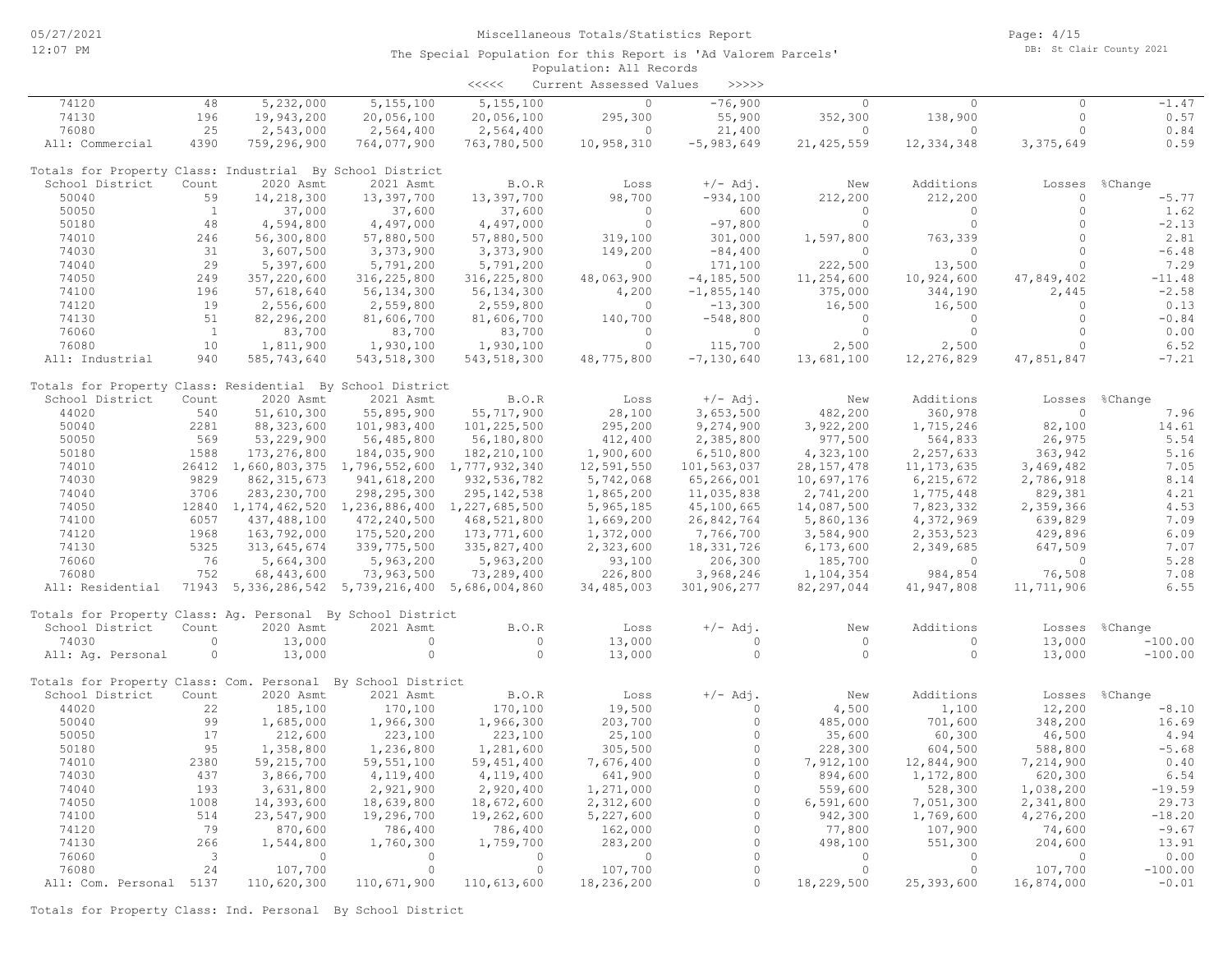Miscellaneous Totals/Statistics Report

The Special Population for this Report is 'Ad Valorem Parcels'

Population: All Records

<<<<< Current Assessed Values >>>>>

| | Count | 2020 Asmt | 2021 Asmt | B.O.R | Loss | +/- Adj. | New | Additions | Losses | %Change |
|---|---|---|---|---|---|---|---|---|---|---|
| 74120 | 48 | 5,232,000 | 5,155,100 | 5,155,100 | 0 | -76,900 | 0 | 0 | 0 | -1.47 |
| 74130 | 196 | 19,943,200 | 20,056,100 | 20,056,100 | 295,300 | 55,900 | 352,300 | 138,900 | 0 | 0.57 |
| 76080 | 25 | 2,543,000 | 2,564,400 | 2,564,400 | 0 | 21,400 | 0 | 0 | 0 | 0.84 |
| All: Commercial | 4390 | 759,296,900 | 764,077,900 | 763,780,500 | 10,958,310 | -5,983,649 | 21,425,559 | 12,334,348 | 3,375,649 | 0.59 |

Totals for Property Class: Industrial By School District

| School District | Count | 2020 Asmt | 2021 Asmt | B.O.R | Loss | +/- Adj. | New | Additions | Losses | %Change |
|---|---|---|---|---|---|---|---|---|---|---|
| 50040 | 59 | 14,218,300 | 13,397,700 | 13,397,700 | 98,700 | -934,100 | 212,200 | 212,200 | 0 | -5.77 |
| 50050 | 1 | 37,000 | 37,600 | 37,600 | 0 | 600 | 0 | 0 | 0 | 1.62 |
| 50180 | 48 | 4,594,800 | 4,497,000 | 4,497,000 | 0 | -97,800 | 0 | 0 | 0 | -2.13 |
| 74010 | 246 | 56,300,800 | 57,880,500 | 57,880,500 | 319,100 | 301,000 | 1,597,800 | 763,339 | 0 | 2.81 |
| 74030 | 31 | 3,607,500 | 3,373,900 | 3,373,900 | 149,200 | -84,400 | 0 | 0 | 0 | -6.48 |
| 74040 | 29 | 5,397,600 | 5,791,200 | 5,791,200 | 0 | 171,100 | 222,500 | 13,500 | 0 | 7.29 |
| 74050 | 249 | 357,220,600 | 316,225,800 | 316,225,800 | 48,063,900 | -4,185,500 | 11,254,600 | 10,924,600 | 47,849,402 | -11.48 |
| 74100 | 196 | 57,618,640 | 56,134,300 | 56,134,300 | 4,200 | -1,855,140 | 375,000 | 344,190 | 2,445 | -2.58 |
| 74120 | 19 | 2,556,600 | 2,559,800 | 2,559,800 | 0 | -13,300 | 16,500 | 16,500 | 0 | 0.13 |
| 74130 | 51 | 82,296,200 | 81,606,700 | 81,606,700 | 140,700 | -548,800 | 0 | 0 | 0 | -0.84 |
| 76060 | 1 | 83,700 | 83,700 | 83,700 | 0 | 0 | 0 | 0 | 0 | 0.00 |
| 76080 | 10 | 1,811,900 | 1,930,100 | 1,930,100 | 0 | 115,700 | 2,500 | 2,500 | 0 | 6.52 |
| All: Industrial | 940 | 585,743,640 | 543,518,300 | 543,518,300 | 48,775,800 | -7,130,640 | 13,681,100 | 12,276,829 | 47,851,847 | -7.21 |

Totals for Property Class: Residential By School District

| School District | Count | 2020 Asmt | 2021 Asmt | B.O.R | Loss | +/- Adj. | New | Additions | Losses | %Change |
|---|---|---|---|---|---|---|---|---|---|---|
| 44020 | 540 | 51,610,300 | 55,895,900 | 55,717,900 | 28,100 | 3,653,500 | 482,200 | 360,978 | 0 | 7.96 |
| 50040 | 2281 | 88,323,600 | 101,983,400 | 101,225,500 | 295,200 | 9,274,900 | 3,922,200 | 1,715,246 | 82,100 | 14.61 |
| 50050 | 569 | 53,229,900 | 56,485,800 | 56,180,800 | 412,400 | 2,385,800 | 977,500 | 564,833 | 26,975 | 5.54 |
| 50180 | 1588 | 173,276,800 | 184,035,900 | 182,210,100 | 1,900,600 | 6,510,800 | 4,323,100 | 2,257,633 | 363,942 | 5.16 |
| 74010 | 26412 | 1,660,803,375 | 1,796,552,600 | 1,777,932,340 | 12,591,550 | 101,563,037 | 28,157,478 | 11,173,635 | 3,469,482 | 7.05 |
| 74030 | 9829 | 862,315,673 | 941,618,200 | 932,536,782 | 5,742,068 | 65,266,001 | 10,697,176 | 6,215,672 | 2,786,918 | 8.14 |
| 74040 | 3706 | 283,230,700 | 298,295,300 | 295,142,538 | 1,865,200 | 11,035,838 | 2,741,200 | 1,775,448 | 829,381 | 4.21 |
| 74050 | 12840 | 1,174,462,520 | 1,236,886,400 | 1,227,685,500 | 5,965,185 | 45,100,665 | 14,087,500 | 7,823,332 | 2,359,366 | 4.53 |
| 74100 | 6057 | 437,488,100 | 472,240,500 | 468,521,800 | 1,669,200 | 26,842,764 | 5,860,136 | 4,372,969 | 639,829 | 7.09 |
| 74120 | 1968 | 163,792,000 | 175,520,200 | 173,771,600 | 1,372,000 | 7,766,700 | 3,584,900 | 2,353,523 | 429,896 | 6.09 |
| 74130 | 5325 | 313,645,674 | 339,775,500 | 335,827,400 | 2,323,600 | 18,331,726 | 6,173,600 | 2,349,685 | 647,509 | 7.07 |
| 76060 | 76 | 5,664,300 | 5,963,200 | 5,963,200 | 93,100 | 206,300 | 185,700 | 0 | 0 | 5.28 |
| 76080 | 752 | 68,443,600 | 73,963,500 | 73,289,400 | 226,800 | 3,968,246 | 1,104,354 | 984,854 | 76,508 | 7.08 |
| All: Residential | 71943 | 5,336,286,542 | 5,739,216,400 | 5,686,004,860 | 34,485,003 | 301,906,277 | 82,297,044 | 41,947,808 | 11,711,906 | 6.55 |

Totals for Property Class: Ag. Personal By School District

| School District | Count | 2020 Asmt | 2021 Asmt | B.O.R | Loss | +/- Adj. | New | Additions | Losses | %Change |
|---|---|---|---|---|---|---|---|---|---|---|
| 74030 | 0 | 13,000 | 0 | 0 | 13,000 | 0 | 0 | 0 | 13,000 | -100.00 |
| All: Ag. Personal | 0 | 13,000 | 0 | 0 | 13,000 | 0 | 0 | 0 | 13,000 | -100.00 |

Totals for Property Class: Com. Personal By School District

| School District | Count | 2020 Asmt | 2021 Asmt | B.O.R | Loss | +/- Adj. | New | Additions | Losses | %Change |
|---|---|---|---|---|---|---|---|---|---|---|
| 44020 | 22 | 185,100 | 170,100 | 170,100 | 19,500 | 0 | 4,500 | 1,100 | 12,200 | -8.10 |
| 50040 | 99 | 1,685,000 | 1,966,300 | 1,966,300 | 203,700 | 0 | 485,000 | 701,600 | 348,200 | 16.69 |
| 50050 | 17 | 212,600 | 223,100 | 223,100 | 25,100 | 0 | 35,600 | 60,300 | 46,500 | 4.94 |
| 50180 | 95 | 1,358,800 | 1,236,800 | 1,281,600 | 305,500 | 0 | 228,300 | 604,500 | 588,800 | -5.68 |
| 74010 | 2380 | 59,215,700 | 59,551,100 | 59,451,400 | 7,676,400 | 0 | 7,912,100 | 12,844,900 | 7,214,900 | 0.40 |
| 74030 | 437 | 3,866,700 | 4,119,400 | 4,119,400 | 641,900 | 0 | 894,600 | 1,172,800 | 620,300 | 6.54 |
| 74040 | 193 | 3,631,800 | 2,921,900 | 2,920,400 | 1,271,000 | 0 | 559,600 | 528,300 | 1,038,200 | -19.59 |
| 74050 | 1008 | 14,393,600 | 18,639,800 | 18,672,600 | 2,312,600 | 0 | 6,591,600 | 7,051,300 | 2,341,800 | 29.73 |
| 74100 | 514 | 23,547,900 | 19,296,700 | 19,262,600 | 5,227,600 | 0 | 942,300 | 1,769,600 | 4,276,200 | -18.20 |
| 74120 | 79 | 870,600 | 786,400 | 786,400 | 162,000 | 0 | 77,800 | 107,900 | 74,600 | -9.67 |
| 74130 | 266 | 1,544,800 | 1,760,300 | 1,759,700 | 283,200 | 0 | 498,100 | 551,300 | 204,600 | 13.91 |
| 76060 | 3 | 0 | 0 | 0 | 0 | 0 | 0 | 0 | 0 | 0.00 |
| 76080 | 24 | 107,700 | 0 | 0 | 107,700 | 0 | 0 | 0 | 107,700 | -100.00 |
| All: Com. Personal | 5137 | 110,620,300 | 110,671,900 | 110,613,600 | 18,236,200 | 0 | 18,229,500 | 25,393,600 | 16,874,000 | -0.01 |

Totals for Property Class: Ind. Personal By School District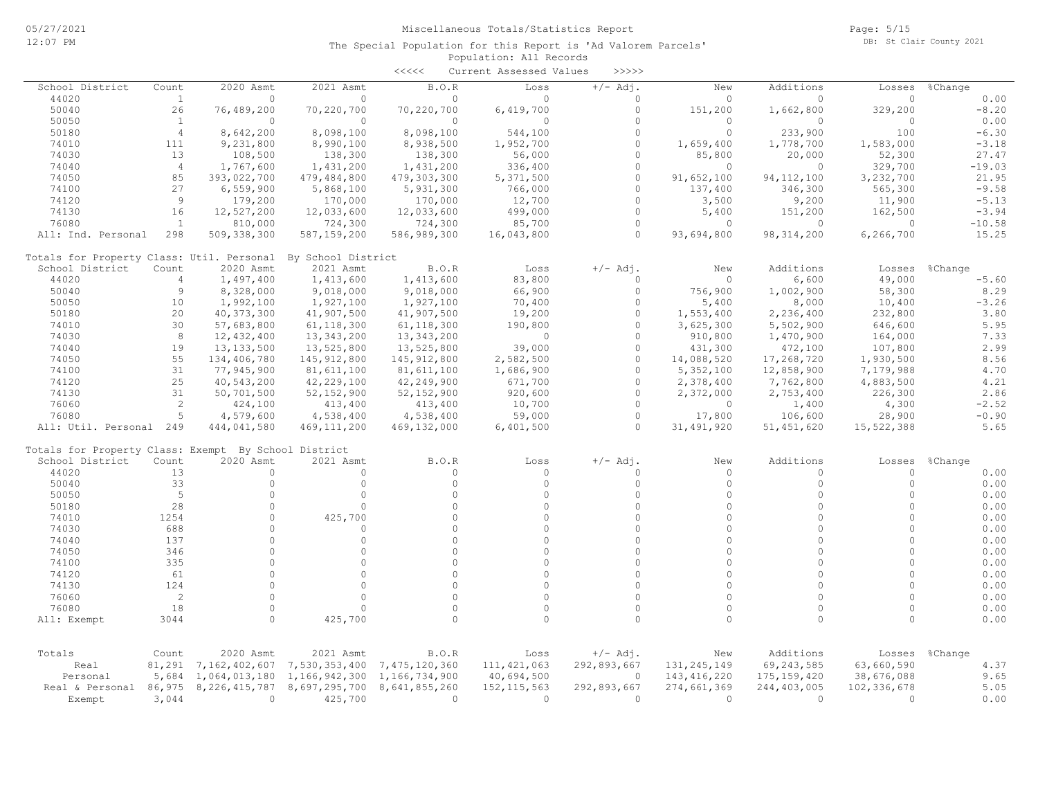Miscellaneous Totals/Statistics Report

The Special Population for this Report is 'Ad Valorem Parcels'

Population: All Records

<<<<< Current Assessed Values >>>>>

| School District | Count | 2020 Asmt | 2021 Asmt | B.O.R | Loss | +/- Adj. | New | Additions | Losses | %Change |
|---|---|---|---|---|---|---|---|---|---|---|
| 44020 | 1 | 0 | 0 | 0 | 0 | 0 | 0 | 0 | 0 | 0.00 |
| 50040 | 26 | 76,489,200 | 70,220,700 | 70,220,700 | 6,419,700 | 0 | 151,200 | 1,662,800 | 329,200 | -8.20 |
| 50050 | 1 | 0 | 0 | 0 | 0 | 0 | 0 | 0 | 0 | 0.00 |
| 50180 | 4 | 8,642,200 | 8,098,100 | 8,098,100 | 544,100 | 0 | 0 | 233,900 | 100 | -6.30 |
| 74010 | 111 | 9,231,800 | 8,990,100 | 8,938,500 | 1,952,700 | 0 | 1,659,400 | 1,778,700 | 1,583,000 | -3.18 |
| 74030 | 13 | 108,500 | 138,300 | 138,300 | 56,000 | 0 | 85,800 | 20,000 | 52,300 | 27.47 |
| 74040 | 4 | 1,767,600 | 1,431,200 | 1,431,200 | 336,400 | 0 | 0 | 0 | 329,700 | -19.03 |
| 74050 | 85 | 393,022,700 | 479,484,800 | 479,303,300 | 5,371,500 | 0 | 91,652,100 | 94,112,100 | 3,232,700 | 21.95 |
| 74100 | 27 | 6,559,900 | 5,868,100 | 5,931,300 | 766,000 | 0 | 137,400 | 346,300 | 565,300 | -9.58 |
| 74120 | 9 | 179,200 | 170,000 | 170,000 | 12,700 | 0 | 3,500 | 9,200 | 11,900 | -5.13 |
| 74130 | 16 | 12,527,200 | 12,033,600 | 12,033,600 | 499,000 | 0 | 5,400 | 151,200 | 162,500 | -3.94 |
| 76080 | 1 | 810,000 | 724,300 | 724,300 | 85,700 | 0 | 0 | 0 | 0 | -10.58 |
| All: Ind. Personal | 298 | 509,338,300 | 587,159,200 | 586,989,300 | 16,043,800 | 0 | 93,694,800 | 98,314,200 | 6,266,700 | 15.25 |

Totals for Property Class: Util. Personal By School District

| School District | Count | 2020 Asmt | 2021 Asmt | B.O.R | Loss | +/- Adj. | New | Additions | Losses | %Change |
|---|---|---|---|---|---|---|---|---|---|---|
| 44020 | 4 | 1,497,400 | 1,413,600 | 1,413,600 | 83,800 | 0 | 0 | 6,600 | 49,000 | -5.60 |
| 50040 | 9 | 8,328,000 | 9,018,000 | 9,018,000 | 66,900 | 0 | 756,900 | 1,002,900 | 58,300 | 8.29 |
| 50050 | 10 | 1,992,100 | 1,927,100 | 1,927,100 | 70,400 | 0 | 5,400 | 8,000 | 10,400 | -3.26 |
| 50180 | 20 | 40,373,300 | 41,907,500 | 41,907,500 | 19,200 | 0 | 1,553,400 | 2,236,400 | 232,800 | 3.80 |
| 74010 | 30 | 57,683,800 | 61,118,300 | 61,118,300 | 190,800 | 0 | 3,625,300 | 5,502,900 | 646,600 | 5.95 |
| 74030 | 8 | 12,432,400 | 13,343,200 | 13,343,200 | 0 | 0 | 910,800 | 1,470,900 | 164,000 | 7.33 |
| 74040 | 19 | 13,133,500 | 13,525,800 | 13,525,800 | 39,000 | 0 | 431,300 | 472,100 | 107,800 | 2.99 |
| 74050 | 55 | 134,406,780 | 145,912,800 | 145,912,800 | 2,582,500 | 0 | 14,088,520 | 17,268,720 | 1,930,500 | 8.56 |
| 74100 | 31 | 77,945,900 | 81,611,100 | 81,611,100 | 1,686,900 | 0 | 5,352,100 | 12,858,900 | 7,179,988 | 4.70 |
| 74120 | 25 | 40,543,200 | 42,229,100 | 42,249,900 | 671,700 | 0 | 2,378,400 | 7,762,800 | 4,883,500 | 4.21 |
| 74130 | 31 | 50,701,500 | 52,152,900 | 52,152,900 | 920,600 | 0 | 2,372,000 | 2,753,400 | 226,300 | 2.86 |
| 76060 | 2 | 424,100 | 413,400 | 413,400 | 10,700 | 0 | 0 | 1,400 | 4,300 | -2.52 |
| 76080 | 5 | 4,579,600 | 4,538,400 | 4,538,400 | 59,000 | 0 | 17,800 | 106,600 | 28,900 | -0.90 |
| All: Util. Personal | 249 | 444,041,580 | 469,111,200 | 469,132,000 | 6,401,500 | 0 | 31,491,920 | 51,451,620 | 15,522,388 | 5.65 |

Totals for Property Class: Exempt By School District

| School District | Count | 2020 Asmt | 2021 Asmt | B.O.R | Loss | +/- Adj. | New | Additions | Losses | %Change |
|---|---|---|---|---|---|---|---|---|---|---|
| 44020 | 13 | 0 | 0 | 0 | 0 | 0 | 0 | 0 | 0 | 0.00 |
| 50040 | 33 | 0 | 0 | 0 | 0 | 0 | 0 | 0 | 0 | 0.00 |
| 50050 | 5 | 0 | 0 | 0 | 0 | 0 | 0 | 0 | 0 | 0.00 |
| 50180 | 28 | 0 | 0 | 0 | 0 | 0 | 0 | 0 | 0 | 0.00 |
| 74010 | 1254 | 0 | 425,700 | 0 | 0 | 0 | 0 | 0 | 0 | 0.00 |
| 74030 | 688 | 0 | 0 | 0 | 0 | 0 | 0 | 0 | 0 | 0.00 |
| 74040 | 137 | 0 | 0 | 0 | 0 | 0 | 0 | 0 | 0 | 0.00 |
| 74050 | 346 | 0 | 0 | 0 | 0 | 0 | 0 | 0 | 0 | 0.00 |
| 74100 | 335 | 0 | 0 | 0 | 0 | 0 | 0 | 0 | 0 | 0.00 |
| 74120 | 61 | 0 | 0 | 0 | 0 | 0 | 0 | 0 | 0 | 0.00 |
| 74130 | 124 | 0 | 0 | 0 | 0 | 0 | 0 | 0 | 0 | 0.00 |
| 76060 | 2 | 0 | 0 | 0 | 0 | 0 | 0 | 0 | 0 | 0.00 |
| 76080 | 18 | 0 | 0 | 0 | 0 | 0 | 0 | 0 | 0 | 0.00 |
| All: Exempt | 3044 | 0 | 425,700 | 0 | 0 | 0 | 0 | 0 | 0 | 0.00 |

| Totals | Count | 2020 Asmt | 2021 Asmt | B.O.R | Loss | +/- Adj. | New | Additions | Losses | %Change |
|---|---|---|---|---|---|---|---|---|---|---|
| Real | 81,291 | 7,162,402,607 | 7,530,353,400 | 7,475,120,360 | 111,421,063 | 292,893,667 | 131,245,149 | 69,243,585 | 63,660,590 | 4.37 |
| Personal | 5,684 | 1,064,013,180 | 1,166,942,300 | 1,166,734,900 | 40,694,500 | 0 | 143,416,220 | 175,159,420 | 38,676,088 | 9.65 |
| Real & Personal | 86,975 | 8,226,415,787 | 8,697,295,700 | 8,641,855,260 | 152,115,563 | 292,893,667 | 274,661,369 | 244,403,005 | 102,336,678 | 5.05 |
| Exempt | 3,044 | 0 | 425,700 | 0 | 0 | 0 | 0 | 0 | 0 | 0.00 |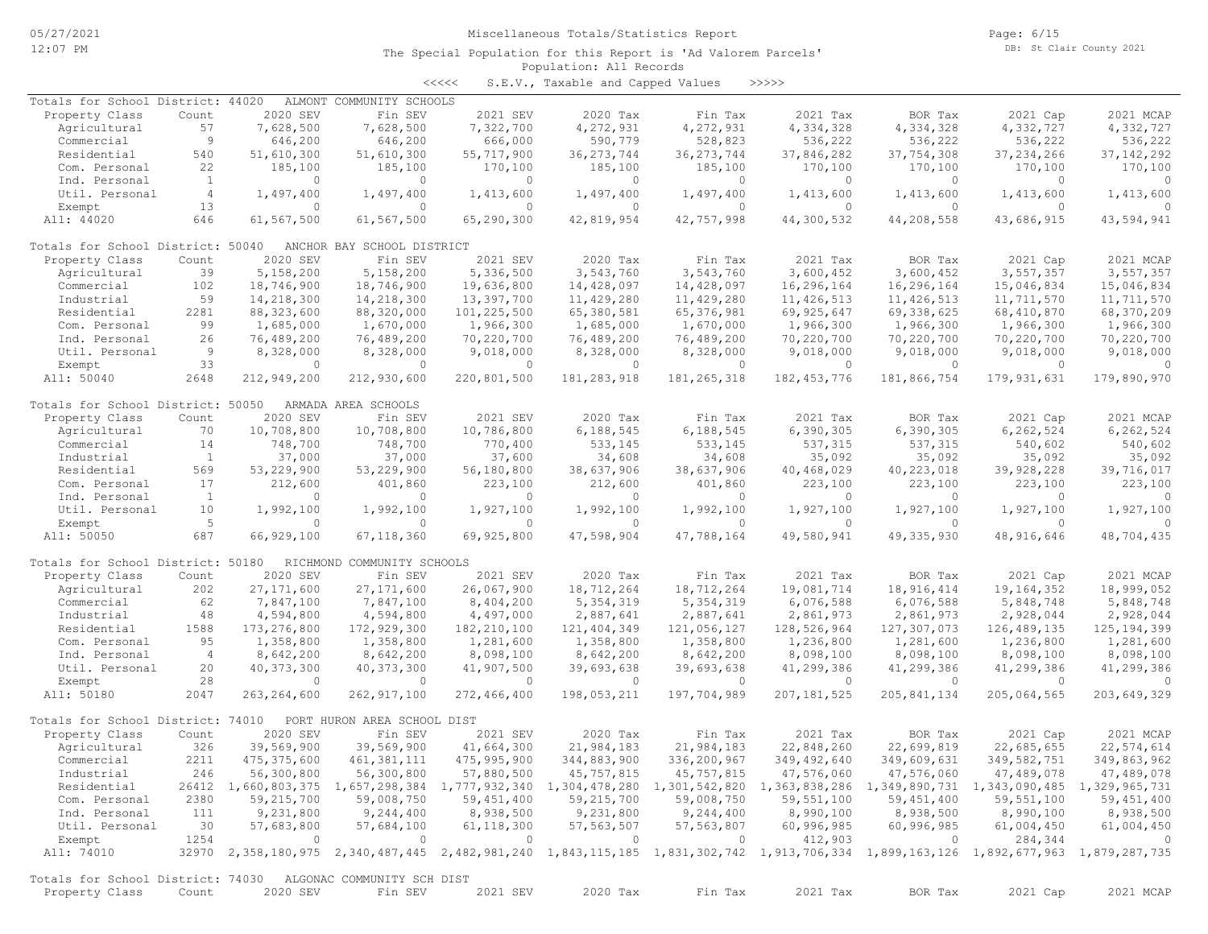Miscellaneous Totals/Statistics Report

The Special Population for this Report is 'Ad Valorem Parcels'

Population: All Records

<<<<< S.E.V., Taxable and Capped Values >>>>>

**Totals for School District: 44020 ALMONT COMMUNITY SCHOOLS**

| Property Class | Count | 2020 SEV | Fin SEV | 2021 SEV | 2020 Tax | Fin Tax | 2021 Tax | BOR Tax | 2021 Cap | 2021 MCAP |
|---|---|---|---|---|---|---|---|---|---|---|
| Agricultural | 57 | 7,628,500 | 7,628,500 | 7,322,700 | 4,272,931 | 4,272,931 | 4,334,328 | 4,334,328 | 4,332,727 | 4,332,727 |
| Commercial | 9 | 646,200 | 646,200 | 666,000 | 590,779 | 528,823 | 536,222 | 536,222 | 536,222 | 536,222 |
| Residential | 540 | 51,610,300 | 51,610,300 | 55,717,900 | 36,273,744 | 36,273,744 | 37,846,282 | 37,754,308 | 37,234,266 | 37,142,292 |
| Com. Personal | 22 | 185,100 | 185,100 | 170,100 | 185,100 | 185,100 | 170,100 | 170,100 | 170,100 | 170,100 |
| Ind. Personal | 1 | 0 | 0 | 0 | 0 | 0 | 0 | 0 | 0 | 0 |
| Util. Personal | 4 | 1,497,400 | 1,497,400 | 1,413,600 | 1,497,400 | 1,497,400 | 1,413,600 | 1,413,600 | 1,413,600 | 1,413,600 |
| Exempt | 13 | 0 | 0 | 0 | 0 | 0 | 0 | 0 | 0 | 0 |
| All: 44020 | 646 | 61,567,500 | 61,567,500 | 65,290,300 | 42,819,954 | 42,757,998 | 44,300,532 | 44,208,558 | 43,686,915 | 43,594,941 |

**Totals for School District: 50040 ANCHOR BAY SCHOOL DISTRICT**

| Property Class | Count | 2020 SEV | Fin SEV | 2021 SEV | 2020 Tax | Fin Tax | 2021 Tax | BOR Tax | 2021 Cap | 2021 MCAP |
|---|---|---|---|---|---|---|---|---|---|---|
| Agricultural | 39 | 5,158,200 | 5,158,200 | 5,336,500 | 3,543,760 | 3,543,760 | 3,600,452 | 3,600,452 | 3,557,357 | 3,557,357 |
| Commercial | 102 | 18,746,900 | 18,746,900 | 19,636,800 | 14,428,097 | 14,428,097 | 16,296,164 | 16,296,164 | 15,046,834 | 15,046,834 |
| Industrial | 59 | 14,218,300 | 14,218,300 | 13,397,700 | 11,429,280 | 11,429,280 | 11,426,513 | 11,426,513 | 11,711,570 | 11,711,570 |
| Residential | 2281 | 88,323,600 | 88,320,000 | 101,225,500 | 65,380,581 | 65,376,981 | 69,925,647 | 69,338,625 | 68,410,870 | 68,370,209 |
| Com. Personal | 99 | 1,685,000 | 1,670,000 | 1,966,300 | 1,685,000 | 1,670,000 | 1,966,300 | 1,966,300 | 1,966,300 | 1,966,300 |
| Ind. Personal | 26 | 76,489,200 | 76,489,200 | 70,220,700 | 76,489,200 | 76,489,200 | 70,220,700 | 70,220,700 | 70,220,700 | 70,220,700 |
| Util. Personal | 9 | 8,328,000 | 8,328,000 | 9,018,000 | 8,328,000 | 8,328,000 | 9,018,000 | 9,018,000 | 9,018,000 | 9,018,000 |
| Exempt | 33 | 0 | 0 | 0 | 0 | 0 | 0 | 0 | 0 | 0 |
| All: 50040 | 2648 | 212,949,200 | 212,930,600 | 220,801,500 | 181,283,918 | 181,265,318 | 182,453,776 | 181,866,754 | 179,931,631 | 179,890,970 |

**Totals for School District: 50050 ARMADA AREA SCHOOLS**

| Property Class | Count | 2020 SEV | Fin SEV | 2021 SEV | 2020 Tax | Fin Tax | 2021 Tax | BOR Tax | 2021 Cap | 2021 MCAP |
|---|---|---|---|---|---|---|---|---|---|---|
| Agricultural | 70 | 10,708,800 | 10,708,800 | 10,786,800 | 6,188,545 | 6,188,545 | 6,390,305 | 6,390,305 | 6,262,524 | 6,262,524 |
| Commercial | 14 | 748,700 | 748,700 | 770,400 | 533,145 | 533,145 | 537,315 | 537,315 | 540,602 | 540,602 |
| Industrial | 1 | 37,000 | 37,000 | 37,600 | 34,608 | 34,608 | 35,092 | 35,092 | 35,092 | 35,092 |
| Residential | 569 | 53,229,900 | 53,229,900 | 56,180,800 | 38,637,906 | 38,637,906 | 40,468,029 | 40,223,018 | 39,928,228 | 39,716,017 |
| Com. Personal | 17 | 212,600 | 401,860 | 223,100 | 212,600 | 401,860 | 223,100 | 223,100 | 223,100 | 223,100 |
| Ind. Personal | 1 | 0 | 0 | 0 | 0 | 0 | 0 | 0 | 0 | 0 |
| Util. Personal | 10 | 1,992,100 | 1,992,100 | 1,927,100 | 1,992,100 | 1,992,100 | 1,927,100 | 1,927,100 | 1,927,100 | 1,927,100 |
| Exempt | 5 | 0 | 0 | 0 | 0 | 0 | 0 | 0 | 0 | 0 |
| All: 50050 | 687 | 66,929,100 | 67,118,360 | 69,925,800 | 47,598,904 | 47,788,164 | 49,580,941 | 49,335,930 | 48,916,646 | 48,704,435 |

**Totals for School District: 50180 RICHMOND COMMUNITY SCHOOLS**

| Property Class | Count | 2020 SEV | Fin SEV | 2021 SEV | 2020 Tax | Fin Tax | 2021 Tax | BOR Tax | 2021 Cap | 2021 MCAP |
|---|---|---|---|---|---|---|---|---|---|---|
| Agricultural | 202 | 27,171,600 | 27,171,600 | 26,067,900 | 18,712,264 | 18,712,264 | 19,081,714 | 18,916,414 | 19,164,352 | 18,999,052 |
| Commercial | 62 | 7,847,100 | 7,847,100 | 8,404,200 | 5,354,319 | 5,354,319 | 6,076,588 | 6,076,588 | 5,848,748 | 5,848,748 |
| Industrial | 48 | 4,594,800 | 4,594,800 | 4,497,000 | 2,887,641 | 2,887,641 | 2,861,973 | 2,861,973 | 2,928,044 | 2,928,044 |
| Residential | 1588 | 173,276,800 | 172,929,300 | 182,210,100 | 121,404,349 | 121,056,127 | 128,526,964 | 127,307,073 | 126,489,135 | 125,194,399 |
| Com. Personal | 95 | 1,358,800 | 1,358,800 | 1,281,600 | 1,358,800 | 1,358,800 | 1,236,800 | 1,281,600 | 1,236,800 | 1,281,600 |
| Ind. Personal | 4 | 8,642,200 | 8,642,200 | 8,098,100 | 8,642,200 | 8,642,200 | 8,098,100 | 8,098,100 | 8,098,100 | 8,098,100 |
| Util. Personal | 20 | 40,373,300 | 40,373,300 | 41,907,500 | 39,693,638 | 39,693,638 | 41,299,386 | 41,299,386 | 41,299,386 | 41,299,386 |
| Exempt | 28 | 0 | 0 | 0 | 0 | 0 | 0 | 0 | 0 | 0 |
| All: 50180 | 2047 | 263,264,600 | 262,917,100 | 272,466,400 | 198,053,211 | 197,704,989 | 207,181,525 | 205,841,134 | 205,064,565 | 203,649,329 |

**Totals for School District: 74010 PORT HURON AREA SCHOOL DIST**

| Property Class | Count | 2020 SEV | Fin SEV | 2021 SEV | 2020 Tax | Fin Tax | 2021 Tax | BOR Tax | 2021 Cap | 2021 MCAP |
|---|---|---|---|---|---|---|---|---|---|---|
| Agricultural | 326 | 39,569,900 | 39,569,900 | 41,664,300 | 21,984,183 | 21,984,183 | 22,848,260 | 22,699,819 | 22,685,655 | 22,574,614 |
| Commercial | 2211 | 475,375,600 | 461,381,111 | 475,995,900 | 344,883,900 | 336,200,967 | 349,492,640 | 349,609,631 | 349,582,751 | 349,863,962 |
| Industrial | 246 | 56,300,800 | 56,300,800 | 57,880,500 | 45,757,815 | 45,757,815 | 47,576,060 | 47,576,060 | 47,489,078 | 47,489,078 |
| Residential | 26412 | 1,660,803,375 | 1,657,298,384 | 1,777,932,340 | 1,304,478,280 | 1,301,542,820 | 1,363,838,286 | 1,349,890,731 | 1,343,090,485 | 1,329,965,731 |
| Com. Personal | 2380 | 59,215,700 | 59,008,750 | 59,451,400 | 59,215,700 | 59,008,750 | 59,551,100 | 59,451,400 | 59,551,100 | 59,451,400 |
| Ind. Personal | 111 | 9,231,800 | 9,244,400 | 8,938,500 | 9,231,800 | 9,244,400 | 8,990,100 | 8,938,500 | 8,990,100 | 8,938,500 |
| Util. Personal | 30 | 57,683,800 | 57,684,100 | 61,118,300 | 57,563,507 | 57,563,807 | 60,996,985 | 60,996,985 | 61,004,450 | 61,004,450 |
| Exempt | 1254 | 0 | 0 | 0 | 0 | 0 | 412,903 | 0 | 284,344 | 0 |
| All: 74010 | 32970 | 2,358,180,975 | 2,340,487,445 | 2,482,981,240 | 1,843,115,185 | 1,831,302,742 | 1,913,706,334 | 1,899,163,126 | 1,892,677,963 | 1,879,287,735 |

**Totals for School District: 74030 ALGONAC COMMUNITY SCH DIST**

| Property Class | Count | 2020 SEV | Fin SEV | 2021 SEV | 2020 Tax | Fin Tax | 2021 Tax | BOR Tax | 2021 Cap | 2021 MCAP |
|---|---|---|---|---|---|---|---|---|---|---|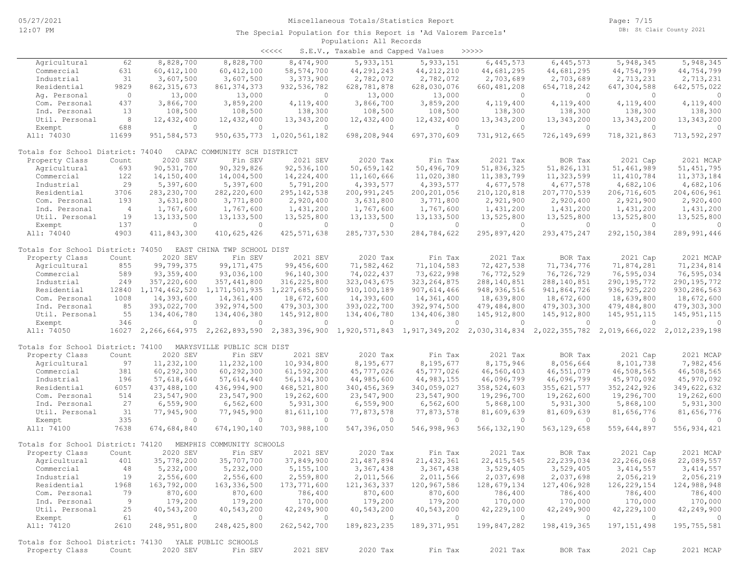Miscellaneous Totals/Statistics Report

The Special Population for this Report is 'Ad Valorem Parcels'

Population: All Records

<<<<< S.E.V., Taxable and Capped Values >>>>>

| Property Class | Count | 2020 SEV | Fin SEV | 2021 SEV | 2020 Tax | Fin Tax | 2021 Tax | BOR Tax | 2021 Cap | 2021 MCAP |
|---|---|---|---|---|---|---|---|---|---|---|
| Agricultural | 62 | 8,828,700 | 8,828,700 | 8,474,900 | 5,933,151 | 5,933,151 | 6,445,573 | 6,445,573 | 5,948,345 | 5,948,345 |
| Commercial | 631 | 60,412,100 | 60,412,100 | 58,574,700 | 44,291,243 | 44,212,210 | 44,681,295 | 44,681,295 | 44,754,799 | 44,754,799 |
| Industrial | 31 | 3,607,500 | 3,607,500 | 3,373,900 | 2,782,072 | 2,782,072 | 2,703,689 | 2,703,689 | 2,713,231 | 2,713,231 |
| Residential | 9829 | 862,315,673 | 861,374,373 | 932,536,782 | 628,781,878 | 628,030,076 | 660,481,208 | 654,718,242 | 647,304,588 | 642,575,022 |
| Ag. Personal | 0 | 13,000 | 13,000 | 0 | 13,000 | 13,000 | 0 | 0 | 0 | 0 |
| Com. Personal | 437 | 3,866,700 | 3,859,200 | 4,119,400 | 3,866,700 | 3,859,200 | 4,119,400 | 4,119,400 | 4,119,400 | 4,119,400 |
| Ind. Personal | 13 | 108,500 | 108,500 | 138,300 | 108,500 | 108,500 | 138,300 | 138,300 | 138,300 | 138,300 |
| Util. Personal | 8 | 12,432,400 | 12,432,400 | 13,343,200 | 12,432,400 | 12,432,400 | 13,343,200 | 13,343,200 | 13,343,200 | 13,343,200 |
| Exempt | 688 | 0 | 0 | 0 | 0 | 0 | 0 | 0 | 0 | 0 |
| All: 74030 | 11699 | 951,584,573 | 950,635,773 | 1,020,561,182 | 698,208,944 | 697,370,609 | 731,912,665 | 726,149,699 | 718,321,863 | 713,592,297 |

Totals for School District: 74040 CAPAC COMMUNITY SCH DISTRICT

| Property Class | Count | 2020 SEV | Fin SEV | 2021 SEV | 2020 Tax | Fin Tax | 2021 Tax | BOR Tax | 2021 Cap | 2021 MCAP |
|---|---|---|---|---|---|---|---|---|---|---|
| Agricultural | 693 | 90,531,700 | 90,329,826 | 92,536,100 | 50,659,142 | 50,496,709 | 51,836,325 | 51,826,131 | 51,461,989 | 51,451,795 |
| Commercial | 122 | 14,150,400 | 14,004,500 | 14,224,400 | 11,160,666 | 11,020,380 | 11,383,799 | 11,323,599 | 11,410,784 | 11,373,184 |
| Industrial | 29 | 5,397,600 | 5,397,600 | 5,791,200 | 4,393,577 | 4,393,577 | 4,677,578 | 4,677,578 | 4,682,106 | 4,682,106 |
| Residential | 3706 | 283,230,700 | 282,220,600 | 295,142,538 | 200,991,245 | 200,201,056 | 210,120,818 | 207,770,539 | 206,716,605 | 204,606,961 |
| Com. Personal | 193 | 3,631,800 | 3,771,800 | 2,920,400 | 3,631,800 | 3,771,800 | 2,921,900 | 2,920,400 | 2,921,900 | 2,920,400 |
| Ind. Personal | 4 | 1,767,600 | 1,767,600 | 1,431,200 | 1,767,600 | 1,767,600 | 1,431,200 | 1,431,200 | 1,431,200 | 1,431,200 |
| Util. Personal | 19 | 13,133,500 | 13,133,500 | 13,525,800 | 13,133,500 | 13,133,500 | 13,525,800 | 13,525,800 | 13,525,800 | 13,525,800 |
| Exempt | 137 | 0 | 0 | 0 | 0 | 0 | 0 | 0 | 0 | 0 |
| All: 74040 | 4903 | 411,843,300 | 410,625,426 | 425,571,638 | 285,737,530 | 284,784,622 | 295,897,420 | 293,475,247 | 292,150,384 | 289,991,446 |

Totals for School District: 74050 EAST CHINA TWP SCHOOL DIST

| Property Class | Count | 2020 SEV | Fin SEV | 2021 SEV | 2020 Tax | Fin Tax | 2021 Tax | BOR Tax | 2021 Cap | 2021 MCAP |
|---|---|---|---|---|---|---|---|---|---|---|
| Agricultural | 855 | 99,799,375 | 99,171,475 | 99,456,600 | 71,582,462 | 71,104,583 | 72,427,538 | 71,734,776 | 71,874,281 | 71,234,814 |
| Commercial | 589 | 93,359,400 | 93,036,100 | 96,140,300 | 74,022,437 | 73,622,998 | 76,772,529 | 76,726,729 | 76,595,034 | 76,595,034 |
| Industrial | 249 | 357,220,600 | 357,441,800 | 316,225,800 | 323,043,675 | 323,264,875 | 288,140,851 | 288,140,851 | 290,195,772 | 290,195,772 |
| Residential | 12840 | 1,174,462,520 | 1,171,501,935 | 1,227,685,500 | 910,100,189 | 907,614,466 | 948,936,516 | 941,864,726 | 936,925,220 | 930,286,563 |
| Com. Personal | 1008 | 14,393,600 | 14,361,400 | 18,672,600 | 14,393,600 | 14,361,400 | 18,639,800 | 18,672,600 | 18,639,800 | 18,672,600 |
| Ind. Personal | 85 | 393,022,700 | 392,974,500 | 479,303,300 | 393,022,700 | 392,974,500 | 479,484,800 | 479,303,300 | 479,484,800 | 479,303,300 |
| Util. Personal | 55 | 134,406,780 | 134,406,380 | 145,912,800 | 134,406,780 | 134,406,380 | 145,912,800 | 145,912,800 | 145,951,115 | 145,951,115 |
| Exempt | 346 | 0 | 0 | 0 | 0 | 0 | 0 | 0 | 0 | 0 |
| All: 74050 | 16027 | 2,266,664,975 | 2,262,893,590 | 2,383,396,900 | 1,920,571,843 | 1,917,349,202 | 2,030,314,834 | 2,022,355,782 | 2,019,666,022 | 2,012,239,198 |

Totals for School District: 74100 MARYSVILLE PUBLIC SCH DIST

| Property Class | Count | 2020 SEV | Fin SEV | 2021 SEV | 2020 Tax | Fin Tax | 2021 Tax | BOR Tax | 2021 Cap | 2021 MCAP |
|---|---|---|---|---|---|---|---|---|---|---|
| Agricultural | 97 | 11,232,100 | 11,232,100 | 10,934,800 | 8,195,677 | 8,195,677 | 8,175,946 | 8,056,664 | 8,101,738 | 7,982,456 |
| Commercial | 381 | 60,292,300 | 60,292,300 | 61,592,200 | 45,777,026 | 45,777,026 | 46,560,403 | 46,551,079 | 46,508,565 | 46,508,565 |
| Industrial | 196 | 57,618,640 | 57,614,440 | 56,134,300 | 44,985,600 | 44,983,155 | 46,096,799 | 46,096,799 | 45,970,092 | 45,970,092 |
| Residential | 6057 | 437,488,100 | 436,994,900 | 468,521,800 | 340,456,369 | 340,059,027 | 358,524,603 | 355,621,577 | 352,242,926 | 349,622,632 |
| Com. Personal | 514 | 23,547,900 | 23,547,900 | 19,262,600 | 23,547,900 | 23,547,900 | 19,296,700 | 19,262,600 | 19,296,700 | 19,262,600 |
| Ind. Personal | 27 | 6,559,900 | 6,562,600 | 5,931,300 | 6,559,900 | 6,562,600 | 5,868,100 | 5,931,300 | 5,868,100 | 5,931,300 |
| Util. Personal | 31 | 77,945,900 | 77,945,900 | 81,611,100 | 77,873,578 | 77,873,578 | 81,609,639 | 81,609,639 | 81,656,776 | 81,656,776 |
| Exempt | 335 | 0 | 0 | 0 | 0 | 0 | 0 | 0 | 0 | 0 |
| All: 74100 | 7638 | 674,684,840 | 674,190,140 | 703,988,100 | 547,396,050 | 546,998,963 | 566,132,190 | 563,129,658 | 559,644,897 | 556,934,421 |

Totals for School District: 74120 MEMPHIS COMMUNITY SCHOOLS

| Property Class | Count | 2020 SEV | Fin SEV | 2021 SEV | 2020 Tax | Fin Tax | 2021 Tax | BOR Tax | 2021 Cap | 2021 MCAP |
|---|---|---|---|---|---|---|---|---|---|---|
| Agricultural | 401 | 35,778,200 | 35,707,700 | 37,849,900 | 21,487,894 | 21,432,361 | 22,415,545 | 22,239,034 | 22,266,068 | 22,089,557 |
| Commercial | 48 | 5,232,000 | 5,232,000 | 5,155,100 | 3,367,438 | 3,367,438 | 3,529,405 | 3,529,405 | 3,414,557 | 3,414,557 |
| Industrial | 19 | 2,556,600 | 2,556,600 | 2,559,800 | 2,011,566 | 2,011,566 | 2,037,698 | 2,037,698 | 2,056,219 | 2,056,219 |
| Residential | 1968 | 163,792,000 | 163,336,500 | 173,771,600 | 121,363,337 | 120,967,586 | 128,679,134 | 127,406,928 | 126,229,154 | 124,988,948 |
| Com. Personal | 79 | 870,600 | 870,600 | 786,400 | 870,600 | 870,600 | 786,400 | 786,400 | 786,400 | 786,400 |
| Ind. Personal | 9 | 179,200 | 179,200 | 170,000 | 179,200 | 179,200 | 170,000 | 170,000 | 170,000 | 170,000 |
| Util. Personal | 25 | 40,543,200 | 40,543,200 | 42,249,900 | 40,543,200 | 40,543,200 | 42,229,100 | 42,249,900 | 42,229,100 | 42,249,900 |
| Exempt | 61 | 0 | 0 | 0 | 0 | 0 | 0 | 0 | 0 | 0 |
| All: 74120 | 2610 | 248,951,800 | 248,425,800 | 262,542,700 | 189,823,235 | 189,371,951 | 199,847,282 | 198,419,365 | 197,151,498 | 195,755,581 |

Totals for School District: 74130 YALE PUBLIC SCHOOLS

| Property Class | Count | 2020 SEV | Fin SEV | 2021 SEV | 2020 Tax | Fin Tax | 2021 Tax | BOR Tax | 2021 Cap | 2021 MCAP |
|---|---|---|---|---|---|---|---|---|---|---|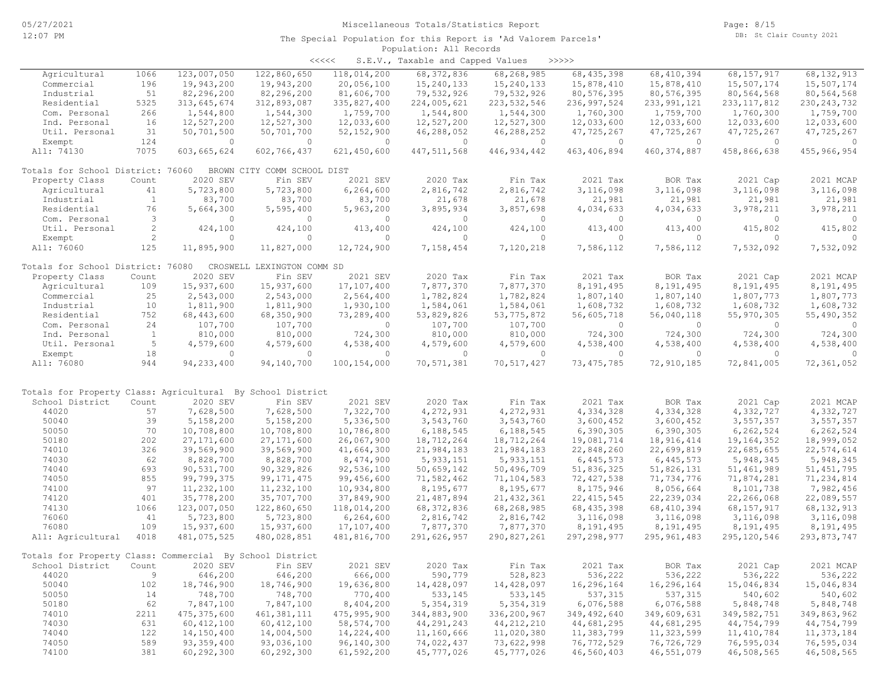Miscellaneous Totals/Statistics Report

The Special Population for this Report is 'Ad Valorem Parcels'

Population: All Records

<<<<< S.E.V., Taxable and Capped Values >>>>>

| Property Class | Count | 2020 SEV | Fin SEV | 2021 SEV | 2020 Tax | Fin Tax | 2021 Tax | BOR Tax | 2021 Cap | 2021 MCAP |
|---|---|---|---|---|---|---|---|---|---|---|
| Agricultural | 1066 | 123,007,050 | 122,860,650 | 118,014,200 | 68,372,836 | 68,268,985 | 68,435,398 | 68,410,394 | 68,157,917 | 68,132,913 |
| Commercial | 196 | 19,943,200 | 19,943,200 | 20,056,100 | 15,240,133 | 15,240,133 | 15,878,410 | 15,878,410 | 15,507,174 | 15,507,174 |
| Industrial | 51 | 82,296,200 | 82,296,200 | 81,606,700 | 79,532,926 | 79,532,926 | 80,576,395 | 80,576,395 | 80,564,568 | 80,564,568 |
| Residential | 5325 | 313,645,674 | 312,893,087 | 335,827,400 | 224,005,621 | 223,532,546 | 236,997,524 | 233,991,121 | 233,117,812 | 230,243,732 |
| Com. Personal | 266 | 1,544,800 | 1,544,300 | 1,759,700 | 1,544,800 | 1,544,300 | 1,760,300 | 1,759,700 | 1,760,300 | 1,759,700 |
| Ind. Personal | 16 | 12,527,200 | 12,527,300 | 12,033,600 | 12,527,200 | 12,527,300 | 12,033,600 | 12,033,600 | 12,033,600 | 12,033,600 |
| Util. Personal | 31 | 50,701,500 | 50,701,700 | 52,152,900 | 46,288,052 | 46,288,252 | 47,725,267 | 47,725,267 | 47,725,267 | 47,725,267 |
| Exempt | 124 | 0 | 0 | 0 | 0 | 0 | 0 | 0 | 0 | 0 |
| All: 74130 | 7075 | 603,665,624 | 602,766,437 | 621,450,600 | 447,511,568 | 446,934,442 | 463,406,894 | 460,374,887 | 458,866,638 | 455,966,954 |

Totals for School District: 76060 BROWN CITY COMM SCHOOL DIST

| Property Class | Count | 2020 SEV | Fin SEV | 2021 SEV | 2020 Tax | Fin Tax | 2021 Tax | BOR Tax | 2021 Cap | 2021 MCAP |
|---|---|---|---|---|---|---|---|---|---|---|
| Agricultural | 41 | 5,723,800 | 5,723,800 | 6,264,600 | 2,816,742 | 2,816,742 | 3,116,098 | 3,116,098 | 3,116,098 | 3,116,098 |
| Industrial | 1 | 83,700 | 83,700 | 83,700 | 21,678 | 21,678 | 21,981 | 21,981 | 21,981 | 21,981 |
| Residential | 76 | 5,664,300 | 5,595,400 | 5,963,200 | 3,895,934 | 3,857,698 | 4,034,633 | 4,034,633 | 3,978,211 | 3,978,211 |
| Com. Personal | 3 | 0 | 0 | 0 | 0 | 0 | 0 | 0 | 0 | 0 |
| Util. Personal | 2 | 424,100 | 424,100 | 413,400 | 424,100 | 424,100 | 413,400 | 413,400 | 415,802 | 415,802 |
| Exempt | 2 | 0 | 0 | 0 | 0 | 0 | 0 | 0 | 0 | 0 |
| All: 76060 | 125 | 11,895,900 | 11,827,000 | 12,724,900 | 7,158,454 | 7,120,218 | 7,586,112 | 7,586,112 | 7,532,092 | 7,532,092 |

Totals for School District: 76080 CROSWELL LEXINGTON COMM SD

| Property Class | Count | 2020 SEV | Fin SEV | 2021 SEV | 2020 Tax | Fin Tax | 2021 Tax | BOR Tax | 2021 Cap | 2021 MCAP |
|---|---|---|---|---|---|---|---|---|---|---|
| Agricultural | 109 | 15,937,600 | 15,937,600 | 17,107,400 | 7,877,370 | 7,877,370 | 8,191,495 | 8,191,495 | 8,191,495 | 8,191,495 |
| Commercial | 25 | 2,543,000 | 2,543,000 | 2,564,400 | 1,782,824 | 1,782,824 | 1,807,140 | 1,807,140 | 1,807,773 | 1,807,773 |
| Industrial | 10 | 1,811,900 | 1,811,900 | 1,930,100 | 1,584,061 | 1,584,061 | 1,608,732 | 1,608,732 | 1,608,732 | 1,608,732 |
| Residential | 752 | 68,443,600 | 68,350,900 | 73,289,400 | 53,829,826 | 53,775,872 | 56,605,718 | 56,040,118 | 55,970,305 | 55,490,352 |
| Com. Personal | 24 | 107,700 | 107,700 | 0 | 107,700 | 107,700 | 0 | 0 | 0 | 0 |
| Ind. Personal | 1 | 810,000 | 810,000 | 724,300 | 810,000 | 810,000 | 724,300 | 724,300 | 724,300 | 724,300 |
| Util. Personal | 5 | 4,579,600 | 4,579,600 | 4,538,400 | 4,579,600 | 4,579,600 | 4,538,400 | 4,538,400 | 4,538,400 | 4,538,400 |
| Exempt | 18 | 0 | 0 | 0 | 0 | 0 | 0 | 0 | 0 | 0 |
| All: 76080 | 944 | 94,233,400 | 94,140,700 | 100,154,000 | 70,571,381 | 70,517,427 | 73,475,785 | 72,910,185 | 72,841,005 | 72,361,052 |

Totals for Property Class: Agricultural By School District

| School District | Count | 2020 SEV | Fin SEV | 2021 SEV | 2020 Tax | Fin Tax | 2021 Tax | BOR Tax | 2021 Cap | 2021 MCAP |
|---|---|---|---|---|---|---|---|---|---|---|
| 44020 | 57 | 7,628,500 | 7,628,500 | 7,322,700 | 4,272,931 | 4,272,931 | 4,334,328 | 4,334,328 | 4,332,727 | 4,332,727 |
| 50040 | 39 | 5,158,200 | 5,158,200 | 5,336,500 | 3,543,760 | 3,543,760 | 3,600,452 | 3,600,452 | 3,557,357 | 3,557,357 |
| 50050 | 70 | 10,708,800 | 10,708,800 | 10,786,800 | 6,188,545 | 6,188,545 | 6,390,305 | 6,390,305 | 6,262,524 | 6,262,524 |
| 50180 | 202 | 27,171,600 | 27,171,600 | 26,067,900 | 18,712,264 | 18,712,264 | 19,081,714 | 18,916,414 | 19,164,352 | 18,999,052 |
| 74010 | 326 | 39,569,900 | 39,569,900 | 41,664,300 | 21,984,183 | 21,984,183 | 22,848,260 | 22,699,819 | 22,685,655 | 22,574,614 |
| 74030 | 62 | 8,828,700 | 8,828,700 | 8,474,900 | 5,933,151 | 5,933,151 | 6,445,573 | 6,445,573 | 5,948,345 | 5,948,345 |
| 74040 | 693 | 90,531,700 | 90,329,826 | 92,536,100 | 50,659,142 | 50,496,709 | 51,836,325 | 51,826,131 | 51,461,989 | 51,451,795 |
| 74050 | 855 | 99,799,375 | 99,171,475 | 99,456,600 | 71,582,462 | 71,104,583 | 72,427,538 | 71,734,776 | 71,874,281 | 71,234,814 |
| 74100 | 97 | 11,232,100 | 11,232,100 | 10,934,800 | 8,195,677 | 8,195,677 | 8,175,946 | 8,056,664 | 8,101,738 | 7,982,456 |
| 74120 | 401 | 35,778,200 | 35,707,700 | 37,849,900 | 21,487,894 | 21,432,361 | 22,415,545 | 22,239,034 | 22,266,068 | 22,089,557 |
| 74130 | 1066 | 123,007,050 | 122,860,650 | 118,014,200 | 68,372,836 | 68,268,985 | 68,435,398 | 68,410,394 | 68,157,917 | 68,132,913 |
| 76060 | 41 | 5,723,800 | 5,723,800 | 6,264,600 | 2,816,742 | 2,816,742 | 3,116,098 | 3,116,098 | 3,116,098 | 3,116,098 |
| 76080 | 109 | 15,937,600 | 15,937,600 | 17,107,400 | 7,877,370 | 7,877,370 | 8,191,495 | 8,191,495 | 8,191,495 | 8,191,495 |
| All: Agricultural | 4018 | 481,075,525 | 480,028,851 | 481,816,700 | 291,626,957 | 290,827,261 | 297,298,977 | 295,961,483 | 295,120,546 | 293,873,747 |

Totals for Property Class: Commercial By School District

| School District | Count | 2020 SEV | Fin SEV | 2021 SEV | 2020 Tax | Fin Tax | 2021 Tax | BOR Tax | 2021 Cap | 2021 MCAP |
|---|---|---|---|---|---|---|---|---|---|---|
| 44020 | 9 | 646,200 | 646,200 | 666,000 | 590,779 | 528,823 | 536,222 | 536,222 | 536,222 | 536,222 |
| 50040 | 102 | 18,746,900 | 18,746,900 | 19,636,800 | 14,428,097 | 14,428,097 | 16,296,164 | 16,296,164 | 15,046,834 | 15,046,834 |
| 50050 | 14 | 748,700 | 748,700 | 770,400 | 533,145 | 533,145 | 537,315 | 537,315 | 540,602 | 540,602 |
| 50180 | 62 | 7,847,100 | 7,847,100 | 8,404,200 | 5,354,319 | 5,354,319 | 6,076,588 | 6,076,588 | 5,848,748 | 5,848,748 |
| 74010 | 2211 | 475,375,600 | 461,381,111 | 475,995,900 | 344,883,900 | 336,200,967 | 349,492,640 | 349,609,631 | 349,582,751 | 349,863,962 |
| 74030 | 631 | 60,412,100 | 60,412,100 | 58,574,700 | 44,291,243 | 44,212,210 | 44,681,295 | 44,681,295 | 44,754,799 | 44,754,799 |
| 74040 | 122 | 14,150,400 | 14,004,500 | 14,224,400 | 11,160,666 | 11,020,380 | 11,383,799 | 11,323,599 | 11,410,784 | 11,373,184 |
| 74050 | 589 | 93,359,400 | 93,036,100 | 96,140,300 | 74,022,437 | 73,622,998 | 76,772,529 | 76,726,729 | 76,595,034 | 76,595,034 |
| 74100 | 381 | 60,292,300 | 60,292,300 | 61,592,200 | 45,777,026 | 45,777,026 | 46,560,403 | 46,551,079 | 46,508,565 | 46,508,565 |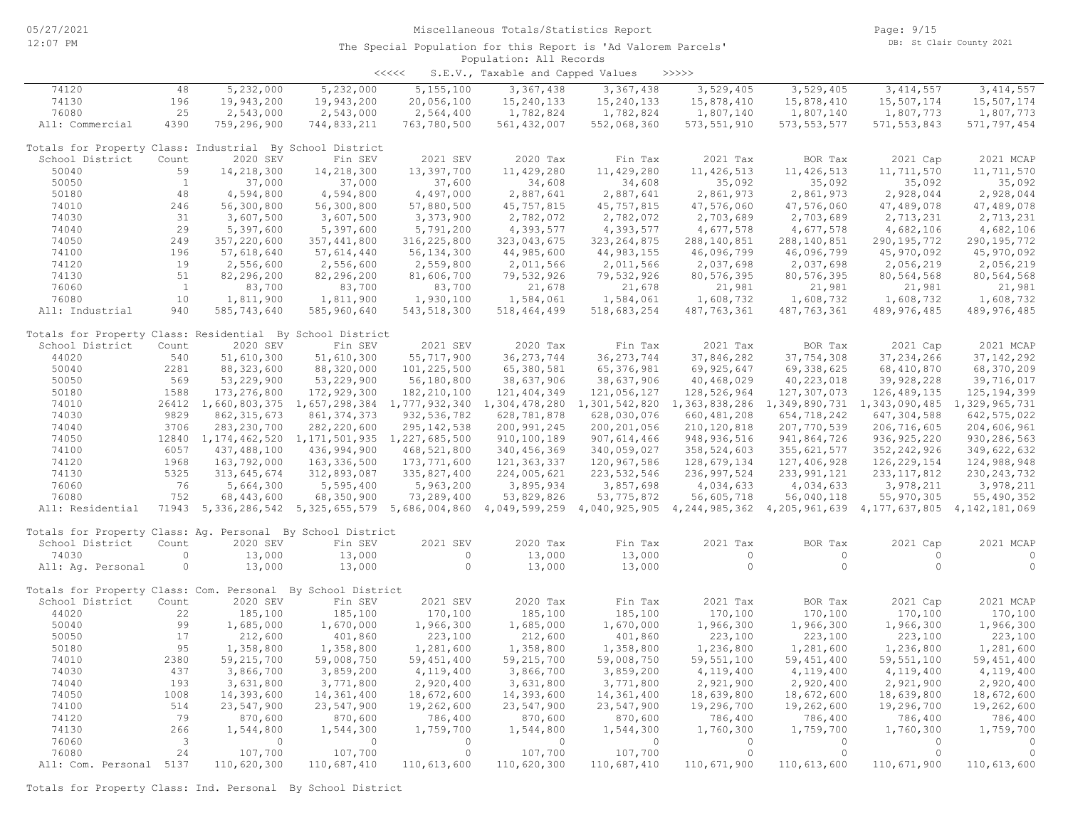Miscellaneous Totals/Statistics Report

The Special Population for this Report is 'Ad Valorem Parcels'

Population: All Records

<<<<< S.E.V., Taxable and Capped Values >>>>>

| School District | Count | 2020 SEV | Fin SEV | 2021 SEV | 2020 Tax | Fin Tax | 2021 Tax | BOR Tax | 2021 Cap | 2021 MCAP |
|---|---|---|---|---|---|---|---|---|---|---|
| 74120 | 48 | 5,232,000 | 5,232,000 | 5,155,100 | 3,367,438 | 3,367,438 | 3,529,405 | 3,529,405 | 3,414,557 | 3,414,557 |
| 74130 | 196 | 19,943,200 | 19,943,200 | 20,056,100 | 15,240,133 | 15,240,133 | 15,878,410 | 15,878,410 | 15,507,174 | 15,507,174 |
| 76080 | 25 | 2,543,000 | 2,543,000 | 2,564,400 | 1,782,824 | 1,782,824 | 1,807,140 | 1,807,140 | 1,807,773 | 1,807,773 |
| All: Commercial | 4390 | 759,296,900 | 744,833,211 | 763,780,500 | 561,432,007 | 552,068,360 | 573,551,910 | 573,553,577 | 571,553,843 | 571,797,454 |

Totals for Property Class: Industrial By School District

| School District | Count | 2020 SEV | Fin SEV | 2021 SEV | 2020 Tax | Fin Tax | 2021 Tax | BOR Tax | 2021 Cap | 2021 MCAP |
|---|---|---|---|---|---|---|---|---|---|---|
| 50040 | 59 | 14,218,300 | 14,218,300 | 13,397,700 | 11,429,280 | 11,429,280 | 11,426,513 | 11,426,513 | 11,711,570 | 11,711,570 |
| 50050 | 1 | 37,000 | 37,000 | 37,600 | 34,608 | 34,608 | 35,092 | 35,092 | 35,092 | 35,092 |
| 50180 | 48 | 4,594,800 | 4,594,800 | 4,497,000 | 2,887,641 | 2,887,641 | 2,861,973 | 2,861,973 | 2,928,044 | 2,928,044 |
| 74010 | 246 | 56,300,800 | 56,300,800 | 57,880,500 | 45,757,815 | 45,757,815 | 47,576,060 | 47,576,060 | 47,489,078 | 47,489,078 |
| 74030 | 31 | 3,607,500 | 3,607,500 | 3,373,900 | 2,782,072 | 2,782,072 | 2,703,689 | 2,703,689 | 2,713,231 | 2,713,231 |
| 74040 | 29 | 5,397,600 | 5,397,600 | 5,791,200 | 4,393,577 | 4,393,577 | 4,677,578 | 4,677,578 | 4,682,106 | 4,682,106 |
| 74050 | 249 | 357,220,600 | 357,441,800 | 316,225,800 | 323,043,675 | 323,264,875 | 288,140,851 | 288,140,851 | 290,195,772 | 290,195,772 |
| 74100 | 196 | 57,618,640 | 57,614,440 | 56,134,300 | 44,985,600 | 44,983,155 | 46,096,799 | 46,096,799 | 45,970,092 | 45,970,092 |
| 74120 | 19 | 2,556,600 | 2,556,600 | 2,559,800 | 2,011,566 | 2,011,566 | 2,037,698 | 2,037,698 | 2,056,219 | 2,056,219 |
| 74130 | 51 | 82,296,200 | 82,296,200 | 81,606,700 | 79,532,926 | 79,532,926 | 80,576,395 | 80,576,395 | 80,564,568 | 80,564,568 |
| 76060 | 1 | 83,700 | 83,700 | 83,700 | 21,678 | 21,678 | 21,981 | 21,981 | 21,981 | 21,981 |
| 76080 | 10 | 1,811,900 | 1,811,900 | 1,930,100 | 1,584,061 | 1,584,061 | 1,608,732 | 1,608,732 | 1,608,732 | 1,608,732 |
| All: Industrial | 940 | 585,743,640 | 585,960,640 | 543,518,300 | 518,464,499 | 518,683,254 | 487,763,361 | 487,763,361 | 489,976,485 | 489,976,485 |

Totals for Property Class: Residential By School District

| School District | Count | 2020 SEV | Fin SEV | 2021 SEV | 2020 Tax | Fin Tax | 2021 Tax | BOR Tax | 2021 Cap | 2021 MCAP |
|---|---|---|---|---|---|---|---|---|---|---|
| 44020 | 540 | 51,610,300 | 51,610,300 | 55,717,900 | 36,273,744 | 36,273,744 | 37,846,282 | 37,754,308 | 37,234,266 | 37,142,292 |
| 50040 | 2281 | 88,323,600 | 88,320,000 | 101,225,500 | 65,380,581 | 65,376,981 | 69,925,647 | 69,338,625 | 68,410,870 | 68,370,209 |
| 50050 | 569 | 53,229,900 | 53,229,900 | 56,180,800 | 38,637,906 | 38,637,906 | 40,468,029 | 40,223,018 | 39,928,228 | 39,716,017 |
| 50180 | 1588 | 173,276,800 | 172,929,300 | 182,210,100 | 121,404,349 | 121,056,127 | 128,526,964 | 127,307,073 | 126,489,135 | 125,194,399 |
| 74010 | 26412 | 1,660,803,375 | 1,657,298,384 | 1,777,932,340 | 1,304,478,280 | 1,301,542,820 | 1,363,838,286 | 1,349,890,731 | 1,343,090,485 | 1,329,965,731 |
| 74030 | 9829 | 862,315,673 | 861,374,373 | 932,536,782 | 628,781,878 | 628,030,076 | 660,481,208 | 654,718,242 | 647,304,588 | 642,575,022 |
| 74040 | 3706 | 283,230,700 | 282,220,600 | 295,142,538 | 200,991,245 | 200,201,056 | 210,120,818 | 207,770,539 | 206,716,605 | 204,606,961 |
| 74050 | 12840 | 1,174,462,520 | 1,171,501,935 | 1,227,685,500 | 910,100,189 | 907,614,466 | 948,936,516 | 941,864,726 | 936,925,220 | 930,286,563 |
| 74100 | 6057 | 437,488,100 | 436,994,900 | 468,521,800 | 340,456,369 | 340,059,027 | 358,524,603 | 355,621,577 | 352,242,926 | 349,622,632 |
| 74120 | 1968 | 163,792,000 | 163,336,500 | 173,771,600 | 121,363,337 | 120,967,586 | 128,679,134 | 127,406,928 | 126,229,154 | 124,988,948 |
| 74130 | 5325 | 313,645,674 | 312,893,087 | 335,827,400 | 224,005,621 | 223,532,546 | 236,997,524 | 233,991,121 | 233,117,812 | 230,243,732 |
| 76060 | 76 | 5,664,300 | 5,595,400 | 5,963,200 | 3,895,934 | 3,857,698 | 4,034,633 | 4,034,633 | 3,978,211 | 3,978,211 |
| 76080 | 752 | 68,443,600 | 68,350,900 | 73,289,400 | 53,829,826 | 53,775,872 | 56,605,718 | 56,040,118 | 55,970,305 | 55,490,352 |
| All: Residential | 71943 | 5,336,286,542 | 5,325,655,579 | 5,686,004,860 | 4,049,599,259 | 4,040,925,905 | 4,244,985,362 | 4,205,961,639 | 4,177,637,805 | 4,142,181,069 |

Totals for Property Class: Ag. Personal By School District

| School District | Count | 2020 SEV | Fin SEV | 2021 SEV | 2020 Tax | Fin Tax | 2021 Tax | BOR Tax | 2021 Cap | 2021 MCAP |
|---|---|---|---|---|---|---|---|---|---|---|
| 74030 | 0 | 13,000 | 13,000 | 0 | 13,000 | 13,000 | 0 | 0 | 0 | 0 |
| All: Ag. Personal | 0 | 13,000 | 13,000 | 0 | 13,000 | 13,000 | 0 | 0 | 0 | 0 |

Totals for Property Class: Com. Personal By School District

| School District | Count | 2020 SEV | Fin SEV | 2021 SEV | 2020 Tax | Fin Tax | 2021 Tax | BOR Tax | 2021 Cap | 2021 MCAP |
|---|---|---|---|---|---|---|---|---|---|---|
| 44020 | 22 | 185,100 | 185,100 | 170,100 | 185,100 | 185,100 | 170,100 | 170,100 | 170,100 | 170,100 |
| 50040 | 99 | 1,685,000 | 1,670,000 | 1,966,300 | 1,685,000 | 1,670,000 | 1,966,300 | 1,966,300 | 1,966,300 | 1,966,300 |
| 50050 | 17 | 212,600 | 401,860 | 223,100 | 212,600 | 401,860 | 223,100 | 223,100 | 223,100 | 223,100 |
| 50180 | 95 | 1,358,800 | 1,358,800 | 1,281,600 | 1,358,800 | 1,358,800 | 1,236,800 | 1,281,600 | 1,236,800 | 1,281,600 |
| 74010 | 2380 | 59,215,700 | 59,008,750 | 59,451,400 | 59,215,700 | 59,008,750 | 59,551,100 | 59,451,400 | 59,551,100 | 59,451,400 |
| 74030 | 437 | 3,866,700 | 3,859,200 | 4,119,400 | 3,866,700 | 3,859,200 | 4,119,400 | 4,119,400 | 4,119,400 | 4,119,400 |
| 74040 | 193 | 3,631,800 | 3,771,800 | 2,920,400 | 3,631,800 | 3,771,800 | 2,921,900 | 2,920,400 | 2,921,900 | 2,920,400 |
| 74050 | 1008 | 14,393,600 | 14,361,400 | 18,672,600 | 14,393,600 | 14,361,400 | 18,639,800 | 18,672,600 | 18,639,800 | 18,672,600 |
| 74100 | 514 | 23,547,900 | 23,547,900 | 19,262,600 | 23,547,900 | 23,547,900 | 19,296,700 | 19,262,600 | 19,296,700 | 19,262,600 |
| 74120 | 79 | 870,600 | 870,600 | 786,400 | 870,600 | 870,600 | 786,400 | 786,400 | 786,400 | 786,400 |
| 74130 | 266 | 1,544,800 | 1,544,300 | 1,759,700 | 1,544,800 | 1,544,300 | 1,760,300 | 1,759,700 | 1,760,300 | 1,759,700 |
| 76060 | 3 | 0 | 0 | 0 | 0 | 0 | 0 | 0 | 0 | 0 |
| 76080 | 24 | 107,700 | 107,700 | 0 | 107,700 | 107,700 | 0 | 0 | 0 | 0 |
| All: Com. Personal | 5137 | 110,620,300 | 110,687,410 | 110,613,600 | 110,620,300 | 110,687,410 | 110,671,900 | 110,613,600 | 110,671,900 | 110,613,600 |

Totals for Property Class: Ind. Personal By School District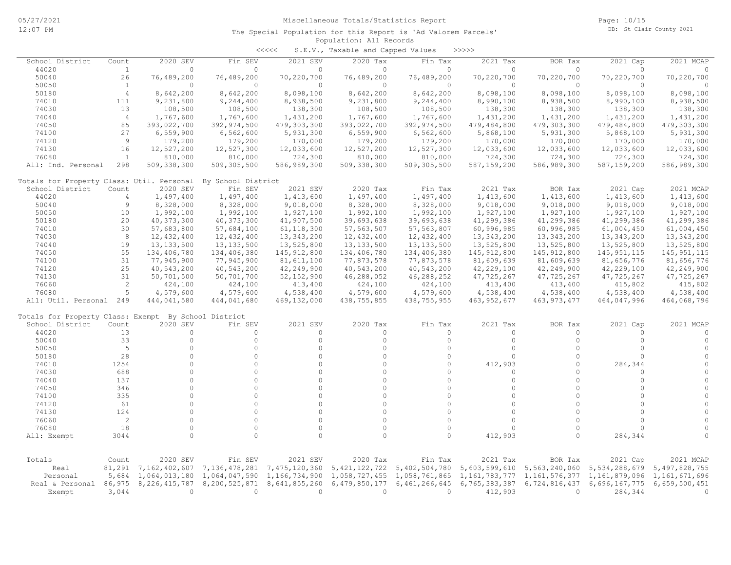Miscellaneous Totals/Statistics Report

The Special Population for this Report is 'Ad Valorem Parcels'

Population: All Records

<<<<< S.E.V., Taxable and Capped Values >>>>>

| School District | Count | 2020 SEV | Fin SEV | 2021 SEV | 2020 Tax | Fin Tax | 2021 Tax | BOR Tax | 2021 Cap | 2021 MCAP |
|---|---|---|---|---|---|---|---|---|---|---|
| 44020 | 1 | 0 | 0 | 0 | 0 | 0 | 0 | 0 | 0 | 0 |
| 50040 | 26 | 76,489,200 | 76,489,200 | 70,220,700 | 76,489,200 | 76,489,200 | 70,220,700 | 70,220,700 | 70,220,700 | 70,220,700 |
| 50050 | 1 | 0 | 0 | 0 | 0 | 0 | 0 | 0 | 0 | 0 |
| 50180 | 4 | 8,642,200 | 8,642,200 | 8,098,100 | 8,642,200 | 8,642,200 | 8,098,100 | 8,098,100 | 8,098,100 | 8,098,100 |
| 74010 | 111 | 9,231,800 | 9,244,400 | 8,938,500 | 9,231,800 | 9,244,400 | 8,990,100 | 8,938,500 | 8,990,100 | 8,938,500 |
| 74030 | 13 | 108,500 | 108,500 | 138,300 | 108,500 | 108,500 | 138,300 | 138,300 | 138,300 | 138,300 |
| 74040 | 4 | 1,767,600 | 1,767,600 | 1,431,200 | 1,767,600 | 1,767,600 | 1,431,200 | 1,431,200 | 1,431,200 | 1,431,200 |
| 74050 | 85 | 393,022,700 | 392,974,500 | 479,303,300 | 393,022,700 | 392,974,500 | 479,484,800 | 479,303,300 | 479,484,800 | 479,303,300 |
| 74100 | 27 | 6,559,900 | 6,562,600 | 5,931,300 | 6,559,900 | 6,562,600 | 5,868,100 | 5,931,300 | 5,868,100 | 5,931,300 |
| 74120 | 9 | 179,200 | 179,200 | 170,000 | 179,200 | 179,200 | 170,000 | 170,000 | 170,000 | 170,000 |
| 74130 | 16 | 12,527,200 | 12,527,300 | 12,033,600 | 12,527,200 | 12,527,300 | 12,033,600 | 12,033,600 | 12,033,600 | 12,033,600 |
| 76080 | 1 | 810,000 | 810,000 | 724,300 | 810,000 | 810,000 | 724,300 | 724,300 | 724,300 | 724,300 |
| All: Ind. Personal | 298 | 509,338,300 | 509,305,500 | 586,989,300 | 509,338,300 | 509,305,500 | 587,159,200 | 586,989,300 | 587,159,200 | 586,989,300 |

Totals for Property Class: Util. Personal By School District

| School District | Count | 2020 SEV | Fin SEV | 2021 SEV | 2020 Tax | Fin Tax | 2021 Tax | BOR Tax | 2021 Cap | 2021 MCAP |
|---|---|---|---|---|---|---|---|---|---|---|
| 44020 | 4 | 1,497,400 | 1,497,400 | 1,413,600 | 1,497,400 | 1,497,400 | 1,413,600 | 1,413,600 | 1,413,600 | 1,413,600 |
| 50040 | 9 | 8,328,000 | 8,328,000 | 9,018,000 | 8,328,000 | 8,328,000 | 9,018,000 | 9,018,000 | 9,018,000 | 9,018,000 |
| 50050 | 10 | 1,992,100 | 1,992,100 | 1,927,100 | 1,992,100 | 1,992,100 | 1,927,100 | 1,927,100 | 1,927,100 | 1,927,100 |
| 50180 | 20 | 40,373,300 | 40,373,300 | 41,907,500 | 39,693,638 | 39,693,638 | 41,299,386 | 41,299,386 | 41,299,386 | 41,299,386 |
| 74010 | 30 | 57,683,800 | 57,684,100 | 61,118,300 | 57,563,507 | 57,563,807 | 60,996,985 | 60,996,985 | 61,004,450 | 61,004,450 |
| 74030 | 8 | 12,432,400 | 12,432,400 | 13,343,200 | 12,432,400 | 12,432,400 | 13,343,200 | 13,343,200 | 13,343,200 | 13,343,200 |
| 74040 | 19 | 13,133,500 | 13,133,500 | 13,525,800 | 13,133,500 | 13,133,500 | 13,525,800 | 13,525,800 | 13,525,800 | 13,525,800 |
| 74050 | 55 | 134,406,780 | 134,406,380 | 145,912,800 | 134,406,780 | 134,406,380 | 145,912,800 | 145,912,800 | 145,951,115 | 145,951,115 |
| 74100 | 31 | 77,945,900 | 77,945,900 | 81,611,100 | 77,873,578 | 77,873,578 | 81,609,639 | 81,609,639 | 81,656,776 | 81,656,776 |
| 74120 | 25 | 40,543,200 | 40,543,200 | 42,249,900 | 40,543,200 | 40,543,200 | 42,229,100 | 42,249,900 | 42,229,100 | 42,249,900 |
| 74130 | 31 | 50,701,500 | 50,701,700 | 52,152,900 | 46,288,052 | 46,288,252 | 47,725,267 | 47,725,267 | 47,725,267 | 47,725,267 |
| 76060 | 2 | 424,100 | 424,100 | 413,400 | 424,100 | 424,100 | 413,400 | 413,400 | 415,802 | 415,802 |
| 76080 | 5 | 4,579,600 | 4,579,600 | 4,538,400 | 4,579,600 | 4,579,600 | 4,538,400 | 4,538,400 | 4,538,400 | 4,538,400 |
| All: Util. Personal | 249 | 444,041,580 | 444,041,680 | 469,132,000 | 438,755,855 | 438,755,955 | 463,952,677 | 463,973,477 | 464,047,996 | 464,068,796 |

Totals for Property Class: Exempt By School District

| School District | Count | 2020 SEV | Fin SEV | 2021 SEV | 2020 Tax | Fin Tax | 2021 Tax | BOR Tax | 2021 Cap | 2021 MCAP |
|---|---|---|---|---|---|---|---|---|---|---|
| 44020 | 13 | 0 | 0 | 0 | 0 | 0 | 0 | 0 | 0 | 0 |
| 50040 | 33 | 0 | 0 | 0 | 0 | 0 | 0 | 0 | 0 | 0 |
| 50050 | 5 | 0 | 0 | 0 | 0 | 0 | 0 | 0 | 0 | 0 |
| 50180 | 28 | 0 | 0 | 0 | 0 | 0 | 0 | 0 | 0 | 0 |
| 74010 | 1254 | 0 | 0 | 0 | 0 | 0 | 412,903 | 0 | 284,344 | 0 |
| 74030 | 688 | 0 | 0 | 0 | 0 | 0 | 0 | 0 | 0 | 0 |
| 74040 | 137 | 0 | 0 | 0 | 0 | 0 | 0 | 0 | 0 | 0 |
| 74050 | 346 | 0 | 0 | 0 | 0 | 0 | 0 | 0 | 0 | 0 |
| 74100 | 335 | 0 | 0 | 0 | 0 | 0 | 0 | 0 | 0 | 0 |
| 74120 | 61 | 0 | 0 | 0 | 0 | 0 | 0 | 0 | 0 | 0 |
| 74130 | 124 | 0 | 0 | 0 | 0 | 0 | 0 | 0 | 0 | 0 |
| 76060 | 2 | 0 | 0 | 0 | 0 | 0 | 0 | 0 | 0 | 0 |
| 76080 | 18 | 0 | 0 | 0 | 0 | 0 | 0 | 0 | 0 | 0 |
| All: Exempt | 3044 | 0 | 0 | 0 | 0 | 0 | 412,903 | 0 | 284,344 | 0 |

| Totals | Count | 2020 SEV | Fin SEV | 2021 SEV | 2020 Tax | Fin Tax | 2021 Tax | BOR Tax | 2021 Cap | 2021 MCAP |
|---|---|---|---|---|---|---|---|---|---|---|
| Real | 81,291 | 7,162,402,607 | 7,136,478,281 | 7,475,120,360 | 5,421,122,722 | 5,402,504,780 | 5,603,599,610 | 5,563,240,060 | 5,534,288,679 | 5,497,828,755 |
| Personal | 5,684 | 1,064,013,180 | 1,064,047,590 | 1,166,734,900 | 1,058,727,455 | 1,058,761,865 | 1,161,783,777 | 1,161,576,377 | 1,161,879,096 | 1,161,671,696 |
| Real & Personal | 86,975 | 8,226,415,787 | 8,200,525,871 | 8,641,855,260 | 6,479,850,177 | 6,461,266,645 | 6,765,383,387 | 6,724,816,437 | 6,696,167,775 | 6,659,500,451 |
| Exempt | 3,044 | 0 | 0 | 0 | 0 | 0 | 412,903 | 0 | 284,344 | 0 |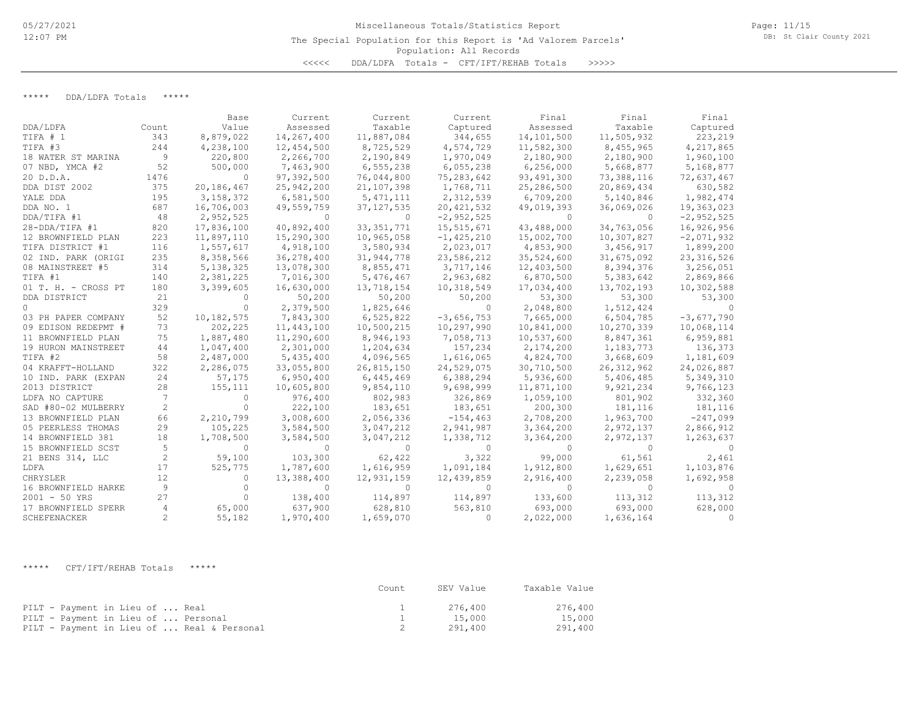Miscellaneous Totals/Statistics Report

The Special Population for this Report is 'Ad Valorem Parcels'

Population: All Records

<<<<< DDA/LDFA Totals - CFT/IFT/REHAB Totals >>>>>

***** DDA/LDFA Totals *****

| DDA/LDFA | Count | Base Value | Current Assessed | Current Taxable | Current Captured | Final Assessed | Final Taxable | Final Captured |
|---|---|---|---|---|---|---|---|---|
| TIFA # 1 | 343 | 8,879,022 | 14,267,400 | 11,887,084 | 344,655 | 14,101,500 | 11,505,932 | 223,219 |
| TIFA #3 | 244 | 4,238,100 | 12,454,500 | 8,725,529 | 4,574,729 | 11,582,300 | 8,455,965 | 4,217,865 |
| 18 WATER ST MARINA | 9 | 220,800 | 2,266,700 | 2,190,849 | 1,970,049 | 2,180,900 | 2,180,900 | 1,960,100 |
| 07 NBD, YMCA #2 | 52 | 500,000 | 7,463,900 | 6,555,238 | 6,055,238 | 6,256,000 | 5,668,877 | 5,168,877 |
| 20 D.D.A. | 1476 | 0 | 97,392,500 | 76,044,800 | 75,283,642 | 93,491,300 | 73,388,116 | 72,637,467 |
| DDA DIST 2002 | 375 | 20,186,467 | 25,942,200 | 21,107,398 | 1,768,711 | 25,286,500 | 20,869,434 | 630,582 |
| YALE DDA | 195 | 3,158,372 | 6,581,500 | 5,471,111 | 2,312,539 | 6,709,200 | 5,140,846 | 1,982,474 |
| DDA NO. 1 | 687 | 16,706,003 | 49,559,759 | 37,127,535 | 20,421,532 | 49,019,393 | 36,069,026 | 19,363,023 |
| DDA/TIFA #1 | 48 | 2,952,525 | 0 | 0 | -2,952,525 | 0 | 0 | -2,952,525 |
| 28-DDA/TIFA #1 | 820 | 17,836,100 | 40,892,400 | 33,351,771 | 15,515,671 | 43,488,000 | 34,763,056 | 16,926,956 |
| 12 BROWNFIELD PLAN | 223 | 11,897,110 | 15,290,300 | 10,965,058 | -1,425,210 | 15,002,700 | 10,307,827 | -2,071,932 |
| TIFA DISTRICT #1 | 116 | 1,557,617 | 4,918,100 | 3,580,934 | 2,023,017 | 4,853,900 | 3,456,917 | 1,899,200 |
| 02 IND. PARK (ORIGI | 235 | 8,358,566 | 36,278,400 | 31,944,778 | 23,586,212 | 35,524,600 | 31,675,092 | 23,316,526 |
| 08 MAINSTREET #5 | 314 | 5,138,325 | 13,078,300 | 8,855,471 | 3,717,146 | 12,403,500 | 8,394,376 | 3,256,051 |
| TIFA #1 | 140 | 2,381,225 | 7,016,300 | 5,476,467 | 2,963,682 | 6,870,500 | 5,383,642 | 2,869,866 |
| 01 T. H. - CROSS PT | 180 | 3,399,605 | 16,630,000 | 13,718,154 | 10,318,549 | 17,034,400 | 13,702,193 | 10,302,588 |
| DDA DISTRICT | 21 | 0 | 50,200 | 50,200 | 50,200 | 53,300 | 53,300 | 53,300 |
| 0 | 329 | 0 | 2,379,500 | 1,825,646 | 0 | 2,048,800 | 1,512,424 | 0 |
| 03 PH PAPER COMPANY | 52 | 10,182,575 | 7,843,300 | 6,525,822 | -3,656,753 | 7,665,000 | 6,504,785 | -3,677,790 |
| 09 EDISON REDEPMT # | 73 | 202,225 | 11,443,100 | 10,500,215 | 10,297,990 | 10,841,000 | 10,270,339 | 10,068,114 |
| 11 BROWNFIELD PLAN | 75 | 1,887,480 | 11,290,600 | 8,946,193 | 7,058,713 | 10,537,600 | 8,847,361 | 6,959,881 |
| 19 HURON MAINSTREET | 44 | 1,047,400 | 2,301,000 | 1,204,634 | 157,234 | 2,174,200 | 1,183,773 | 136,373 |
| TIFA #2 | 58 | 2,487,000 | 5,435,400 | 4,096,565 | 1,616,065 | 4,824,700 | 3,668,609 | 1,181,609 |
| 04 KRAFFT-HOLLAND | 322 | 2,286,075 | 33,055,800 | 26,815,150 | 24,529,075 | 30,710,500 | 26,312,962 | 24,026,887 |
| 10 IND. PARK (EXPAN | 24 | 57,175 | 6,950,400 | 6,445,469 | 6,388,294 | 5,936,600 | 5,406,485 | 5,349,310 |
| 2013 DISTRICT | 28 | 155,111 | 10,605,800 | 9,854,110 | 9,698,999 | 11,871,100 | 9,921,234 | 9,766,123 |
| LDFA NO CAPTURE | 7 | 0 | 976,400 | 802,983 | 326,869 | 1,059,100 | 801,902 | 332,360 |
| SAD #80-02 MULBERRY | 2 | 0 | 222,100 | 183,651 | 183,651 | 200,300 | 181,116 | 181,116 |
| 13 BROWNFIELD PLAN | 66 | 2,210,799 | 3,008,600 | 2,056,336 | -154,463 | 2,708,200 | 1,963,700 | -247,099 |
| 05 PEERLESS THOMAS | 29 | 105,225 | 3,584,500 | 3,047,212 | 2,941,987 | 3,364,200 | 2,972,137 | 2,866,912 |
| 14 BROWNFIELD 381 | 18 | 1,708,500 | 3,584,500 | 3,047,212 | 1,338,712 | 3,364,200 | 2,972,137 | 1,263,637 |
| 15 BROWNFIELD SCST | 5 | 0 | 0 | 0 | 0 | 0 | 0 | 0 |
| 21 BENS 314, LLC | 2 | 59,100 | 103,300 | 62,422 | 3,322 | 99,000 | 61,561 | 2,461 |
| LDFA | 17 | 525,775 | 1,787,600 | 1,616,959 | 1,091,184 | 1,912,800 | 1,629,651 | 1,103,876 |
| CHRYSLER | 12 | 0 | 13,388,400 | 12,931,159 | 12,439,859 | 2,916,400 | 2,239,058 | 1,692,958 |
| 16 BROWNFIELD HARKE | 9 | 0 | 0 | 0 | 0 | 0 | 0 | 0 |
| 2001 - 50 YRS | 27 | 0 | 138,400 | 114,897 | 114,897 | 133,600 | 113,312 | 113,312 |
| 17 BROWNFIELD SPERR | 4 | 65,000 | 637,900 | 628,810 | 563,810 | 693,000 | 693,000 | 628,000 |
| SCHEFENACKER | 2 | 55,182 | 1,970,400 | 1,659,070 | 0 | 2,022,000 | 1,636,164 | 0 |

***** CFT/IFT/REHAB Totals *****

| | Count | SEV Value | Taxable Value |
|---|---|---|---|
| PILT - Payment in Lieu of ... Real | 1 | 276,400 | 276,400 |
| PILT - Payment in Lieu of ... Personal | 1 | 15,000 | 15,000 |
| PILT - Payment in Lieu of ... Real & Personal | 2 | 291,400 | 291,400 |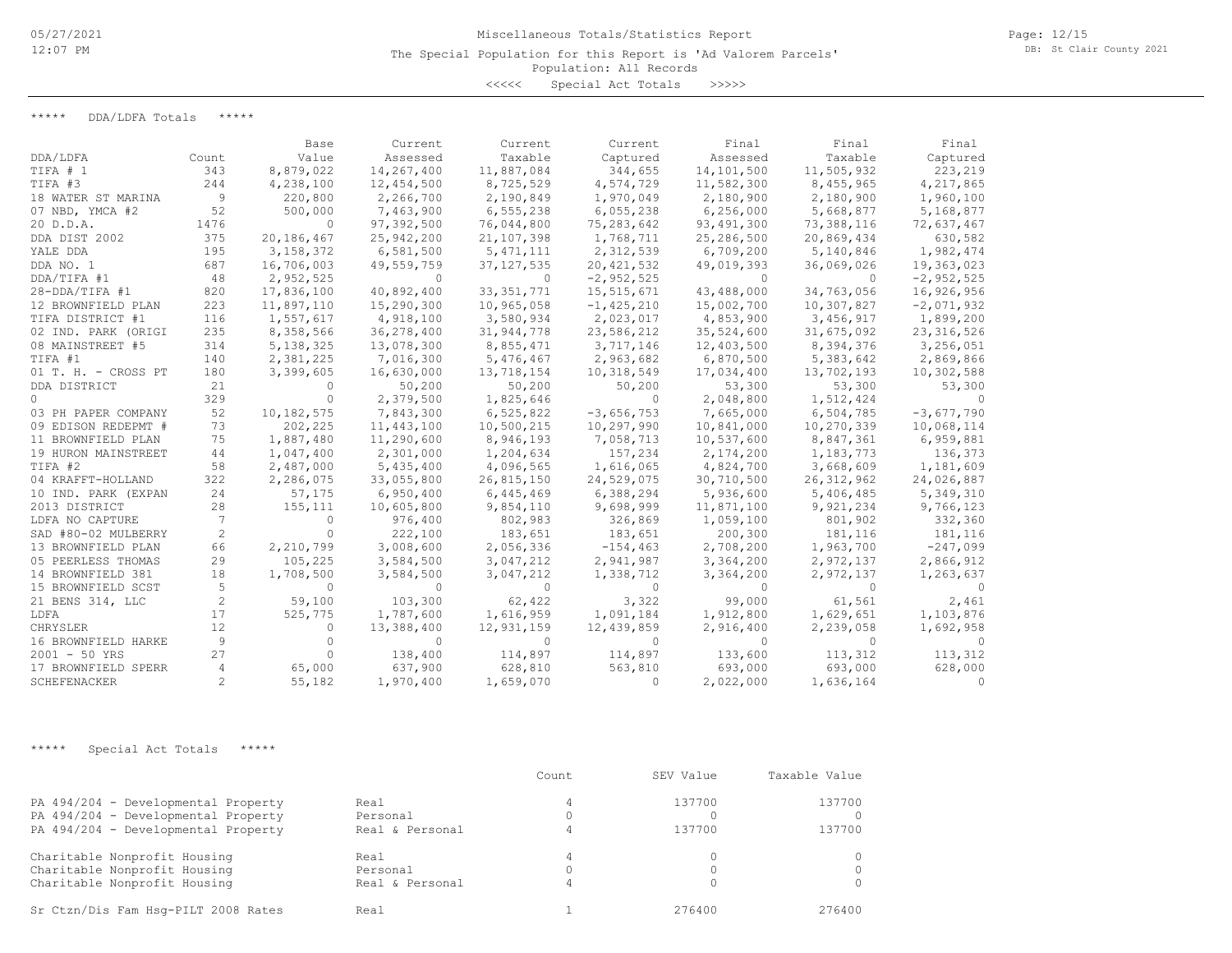Miscellaneous Totals/Statistics Report

The Special Population for this Report is 'Ad Valorem Parcels'

Population: All Records

<<<<< Special Act Totals >>>>>

***** DDA/LDFA Totals *****

| DDA/LDFA | Count | Base Value | Current Assessed | Current Taxable | Current Captured | Final Assessed | Final Taxable | Final Captured |
|---|---|---|---|---|---|---|---|---|
| TIFA # 1 | 343 | 8,879,022 | 14,267,400 | 11,887,084 | 344,655 | 14,101,500 | 11,505,932 | 223,219 |
| TIFA #3 | 244 | 4,238,100 | 12,454,500 | 8,725,529 | 4,574,729 | 11,582,300 | 8,455,965 | 4,217,865 |
| 18 WATER ST MARINA | 9 | 220,800 | 2,266,700 | 2,190,849 | 1,970,049 | 2,180,900 | 2,180,900 | 1,960,100 |
| 07 NBD, YMCA #2 | 52 | 500,000 | 7,463,900 | 6,555,238 | 6,055,238 | 6,256,000 | 5,668,877 | 5,168,877 |
| 20 D.D.A. | 1476 | 0 | 97,392,500 | 76,044,800 | 75,283,642 | 93,491,300 | 73,388,116 | 72,637,467 |
| DDA DIST 2002 | 375 | 20,186,467 | 25,942,200 | 21,107,398 | 1,768,711 | 25,286,500 | 20,869,434 | 630,582 |
| YALE DDA | 195 | 3,158,372 | 6,581,500 | 5,471,111 | 2,312,539 | 6,709,200 | 5,140,846 | 1,982,474 |
| DDA NO. 1 | 687 | 16,706,003 | 49,559,759 | 37,127,535 | 20,421,532 | 49,019,393 | 36,069,026 | 19,363,023 |
| DDA/TIFA #1 | 48 | 2,952,525 | 0 | 0 | -2,952,525 | 0 | 0 | -2,952,525 |
| 28-DDA/TIFA #1 | 820 | 17,836,100 | 40,892,400 | 33,351,771 | 15,515,671 | 43,488,000 | 34,763,056 | 16,926,956 |
| 12 BROWNFIELD PLAN | 223 | 11,897,110 | 15,290,300 | 10,965,058 | -1,425,210 | 15,002,700 | 10,307,827 | -2,071,932 |
| TIFA DISTRICT #1 | 116 | 1,557,617 | 4,918,100 | 3,580,934 | 2,023,017 | 4,853,900 | 3,456,917 | 1,899,200 |
| 02 IND. PARK (ORIGI | 235 | 8,358,566 | 36,278,400 | 31,944,778 | 23,586,212 | 35,524,600 | 31,675,092 | 23,316,526 |
| 08 MAINSTREET #5 | 314 | 5,138,325 | 13,078,300 | 8,855,471 | 3,717,146 | 12,403,500 | 8,394,376 | 3,256,051 |
| TIFA #1 | 140 | 2,381,225 | 7,016,300 | 5,476,467 | 2,963,682 | 6,870,500 | 5,383,642 | 2,869,866 |
| 01 T. H. - CROSS PT | 180 | 3,399,605 | 16,630,000 | 13,718,154 | 10,318,549 | 17,034,400 | 13,702,193 | 10,302,588 |
| DDA DISTRICT | 21 | 0 | 50,200 | 50,200 | 50,200 | 53,300 | 53,300 | 53,300 |
| 0 | 329 | 0 | 2,379,500 | 1,825,646 | 0 | 2,048,800 | 1,512,424 | 0 |
| 03 PH PAPER COMPANY | 52 | 10,182,575 | 7,843,300 | 6,525,822 | -3,656,753 | 7,665,000 | 6,504,785 | -3,677,790 |
| 09 EDISON REDEPMT # | 73 | 202,225 | 11,443,100 | 10,500,215 | 10,297,990 | 10,841,000 | 10,270,339 | 10,068,114 |
| 11 BROWNFIELD PLAN | 75 | 1,887,480 | 11,290,600 | 8,946,193 | 7,058,713 | 10,537,600 | 8,847,361 | 6,959,881 |
| 19 HURON MAINSTREET | 44 | 1,047,400 | 2,301,000 | 1,204,634 | 157,234 | 2,174,200 | 1,183,773 | 136,373 |
| TIFA #2 | 58 | 2,487,000 | 5,435,400 | 4,096,565 | 1,616,065 | 4,824,700 | 3,668,609 | 1,181,609 |
| 04 KRAFFT-HOLLAND | 322 | 2,286,075 | 33,055,800 | 26,815,150 | 24,529,075 | 30,710,500 | 26,312,962 | 24,026,887 |
| 10 IND. PARK (EXPAN | 24 | 57,175 | 6,950,400 | 6,445,469 | 6,388,294 | 5,936,600 | 5,406,485 | 5,349,310 |
| 2013 DISTRICT | 28 | 155,111 | 10,605,800 | 9,854,110 | 9,698,999 | 11,871,100 | 9,921,234 | 9,766,123 |
| LDFA NO CAPTURE | 7 | 0 | 976,400 | 802,983 | 326,869 | 1,059,100 | 801,902 | 332,360 |
| SAD #80-02 MULBERRY | 2 | 0 | 222,100 | 183,651 | 183,651 | 200,300 | 181,116 | 181,116 |
| 13 BROWNFIELD PLAN | 66 | 2,210,799 | 3,008,600 | 2,056,336 | -154,463 | 2,708,200 | 1,963,700 | -247,099 |
| 05 PEERLESS THOMAS | 29 | 105,225 | 3,584,500 | 3,047,212 | 2,941,987 | 3,364,200 | 2,972,137 | 2,866,912 |
| 14 BROWNFIELD 381 | 18 | 1,708,500 | 3,584,500 | 3,047,212 | 1,338,712 | 3,364,200 | 2,972,137 | 1,263,637 |
| 15 BROWNFIELD SCST | 5 | 0 | 0 | 0 | 0 | 0 | 0 | 0 |
| 21 BENS 314, LLC | 2 | 59,100 | 103,300 | 62,422 | 3,322 | 99,000 | 61,561 | 2,461 |
| LDFA | 17 | 525,775 | 1,787,600 | 1,616,959 | 1,091,184 | 1,912,800 | 1,629,651 | 1,103,876 |
| CHRYSLER | 12 | 0 | 13,388,400 | 12,931,159 | 12,439,859 | 2,916,400 | 2,239,058 | 1,692,958 |
| 16 BROWNFIELD HARKE | 9 | 0 | 0 | 0 | 0 | 0 | 0 | 0 |
| 2001 - 50 YRS | 27 | 0 | 138,400 | 114,897 | 114,897 | 133,600 | 113,312 | 113,312 |
| 17 BROWNFIELD SPERR | 4 | 65,000 | 637,900 | 628,810 | 563,810 | 693,000 | 693,000 | 628,000 |
| SCHEFENACKER | 2 | 55,182 | 1,970,400 | 1,659,070 | 0 | 2,022,000 | 1,636,164 | 0 |

***** Special Act Totals *****

| | | Count | SEV Value | Taxable Value |
|---|---|---|---|---|
| PA 494/204 - Developmental Property | Real | 4 | 137700 | 137700 |
| PA 494/204 - Developmental Property | Personal | 0 | 0 | 0 |
| PA 494/204 - Developmental Property | Real & Personal | 4 | 137700 | 137700 |
| Charitable Nonprofit Housing | Real | 4 | 0 | 0 |
| Charitable Nonprofit Housing | Personal | 0 | 0 | 0 |
| Charitable Nonprofit Housing | Real & Personal | 4 | 0 | 0 |
| Sr Ctzn/Dis Fam Hsg-PILT 2008 Rates | Real | 1 | 276400 | 276400 |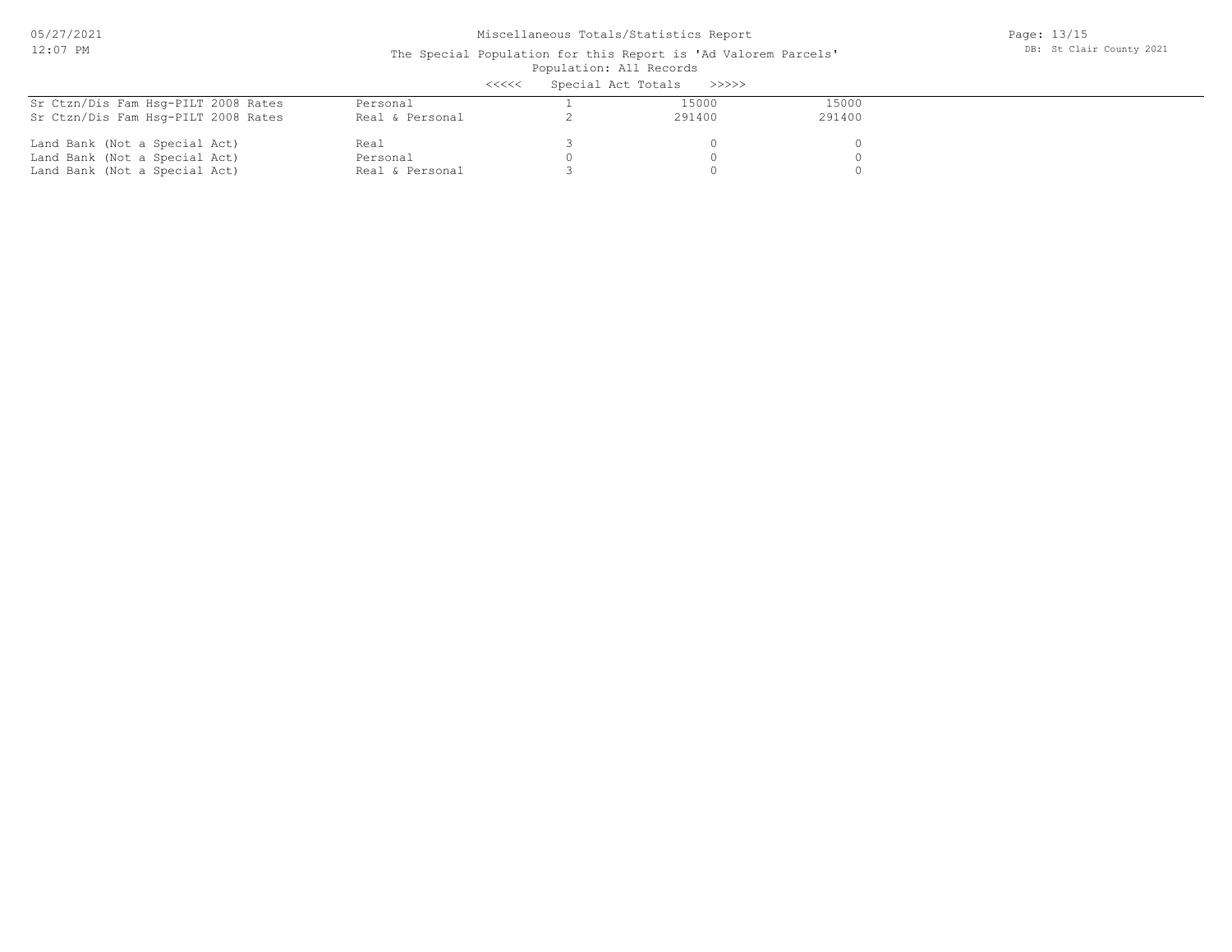# Miscellaneous Totals/Statistics Report

The Special Population for this Report is 'Ad Valorem Parcels'

Population: All Records

<<<<< Special Act Totals >>>>>

| | | | | |
|---|---|---|---|---|
| Sr Ctzn/Dis Fam Hsg-PILT 2008 Rates | Personal | 1 | 15000 | 15000 |
| Sr Ctzn/Dis Fam Hsg-PILT 2008 Rates | Real & Personal | 2 | 291400 | 291400 |
| Land Bank (Not a Special Act) | Real | 3 | 0 | 0 |
| Land Bank (Not a Special Act) | Personal | 0 | 0 | 0 |
| Land Bank (Not a Special Act) | Real & Personal | 3 | 0 | 0 |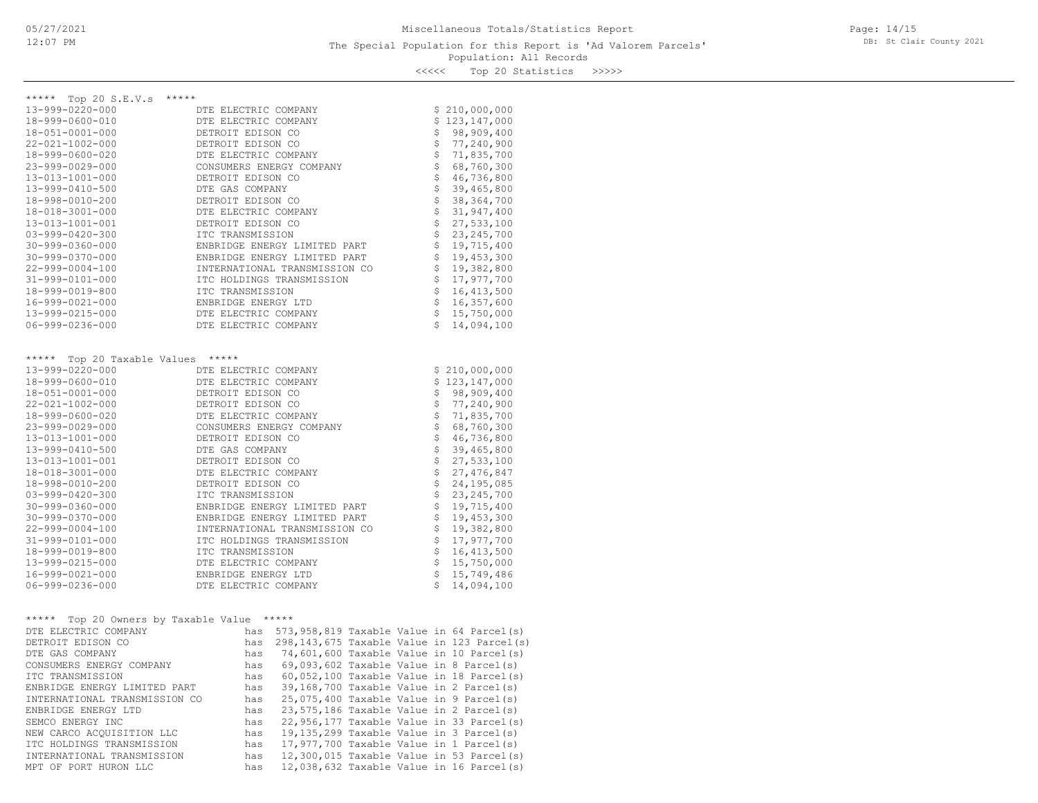Miscellaneous Totals/Statistics Report

The Special Population for this Report is 'Ad Valorem Parcels'

Population: All Records

<<<<< Top 20 Statistics >>>>>

***** Top 20 S.E.V.s *****

| Parcel | Owner | S.E.V. |
|---|---|---|
| 13-999-0220-000 | DTE ELECTRIC COMPANY | $ 210,000,000 |
| 18-999-0600-010 | DTE ELECTRIC COMPANY | $ 123,147,000 |
| 18-051-0001-000 | DETROIT EDISON CO | $ 98,909,400 |
| 22-021-1002-000 | DETROIT EDISON CO | $ 77,240,900 |
| 18-999-0600-020 | DTE ELECTRIC COMPANY | $ 71,835,700 |
| 23-999-0029-000 | CONSUMERS ENERGY COMPANY | $ 68,760,300 |
| 13-013-1001-000 | DETROIT EDISON CO | $ 46,736,800 |
| 13-999-0410-500 | DTE GAS COMPANY | $ 39,465,800 |
| 18-998-0010-200 | DETROIT EDISON CO | $ 38,364,700 |
| 18-018-3001-000 | DTE ELECTRIC COMPANY | $ 31,947,400 |
| 13-013-1001-001 | DETROIT EDISON CO | $ 27,533,100 |
| 03-999-0420-300 | ITC TRANSMISSION | $ 23,245,700 |
| 30-999-0360-000 | ENBRIDGE ENERGY LIMITED PART | $ 19,715,400 |
| 30-999-0370-000 | ENBRIDGE ENERGY LIMITED PART | $ 19,453,300 |
| 22-999-0004-100 | INTERNATIONAL TRANSMISSION CO | $ 19,382,800 |
| 31-999-0101-000 | ITC HOLDINGS TRANSMISSION | $ 17,977,700 |
| 18-999-0019-800 | ITC TRANSMISSION | $ 16,413,500 |
| 16-999-0021-000 | ENBRIDGE ENERGY LTD | $ 16,357,600 |
| 13-999-0215-000 | DTE ELECTRIC COMPANY | $ 15,750,000 |
| 06-999-0236-000 | DTE ELECTRIC COMPANY | $ 14,094,100 |

***** Top 20 Taxable Values *****

| Parcel | Owner | Taxable Value |
|---|---|---|
| 13-999-0220-000 | DTE ELECTRIC COMPANY | $ 210,000,000 |
| 18-999-0600-010 | DTE ELECTRIC COMPANY | $ 123,147,000 |
| 18-051-0001-000 | DETROIT EDISON CO | $ 98,909,400 |
| 22-021-1002-000 | DETROIT EDISON CO | $ 77,240,900 |
| 18-999-0600-020 | DTE ELECTRIC COMPANY | $ 71,835,700 |
| 23-999-0029-000 | CONSUMERS ENERGY COMPANY | $ 68,760,300 |
| 13-013-1001-000 | DETROIT EDISON CO | $ 46,736,800 |
| 13-999-0410-500 | DTE GAS COMPANY | $ 39,465,800 |
| 13-013-1001-001 | DETROIT EDISON CO | $ 27,533,100 |
| 18-018-3001-000 | DTE ELECTRIC COMPANY | $ 27,476,847 |
| 18-998-0010-200 | DETROIT EDISON CO | $ 24,195,085 |
| 03-999-0420-300 | ITC TRANSMISSION | $ 23,245,700 |
| 30-999-0360-000 | ENBRIDGE ENERGY LIMITED PART | $ 19,715,400 |
| 30-999-0370-000 | ENBRIDGE ENERGY LIMITED PART | $ 19,453,300 |
| 22-999-0004-100 | INTERNATIONAL TRANSMISSION CO | $ 19,382,800 |
| 31-999-0101-000 | ITC HOLDINGS TRANSMISSION | $ 17,977,700 |
| 18-999-0019-800 | ITC TRANSMISSION | $ 16,413,500 |
| 13-999-0215-000 | DTE ELECTRIC COMPANY | $ 15,750,000 |
| 16-999-0021-000 | ENBRIDGE ENERGY LTD | $ 15,749,486 |
| 06-999-0236-000 | DTE ELECTRIC COMPANY | $ 14,094,100 |

***** Top 20 Owners by Taxable Value *****

```
DTE ELECTRIC COMPANY            has  573,958,819 Taxable Value in 64 Parcel(s)
DETROIT EDISON CO               has  298,143,675 Taxable Value in 123 Parcel(s)
DTE GAS COMPANY                 has   74,601,600 Taxable Value in 10 Parcel(s)
CONSUMERS ENERGY COMPANY        has   69,093,602 Taxable Value in 8 Parcel(s)
ITC TRANSMISSION                has   60,052,100 Taxable Value in 18 Parcel(s)
ENBRIDGE ENERGY LIMITED PART    has   39,168,700 Taxable Value in 2 Parcel(s)
INTERNATIONAL TRANSMISSION CO   has   25,075,400 Taxable Value in 9 Parcel(s)
ENBRIDGE ENERGY LTD             has   23,575,186 Taxable Value in 2 Parcel(s)
SEMCO ENERGY INC                has   22,956,177 Taxable Value in 33 Parcel(s)
NEW CARCO ACQUISITION LLC       has   19,135,299 Taxable Value in 3 Parcel(s)
ITC HOLDINGS TRANSMISSION       has   17,977,700 Taxable Value in 1 Parcel(s)
INTERNATIONAL TRANSMISSION      has   12,300,015 Taxable Value in 53 Parcel(s)
MPT OF PORT HURON LLC           has   12,038,632 Taxable Value in 16 Parcel(s)
```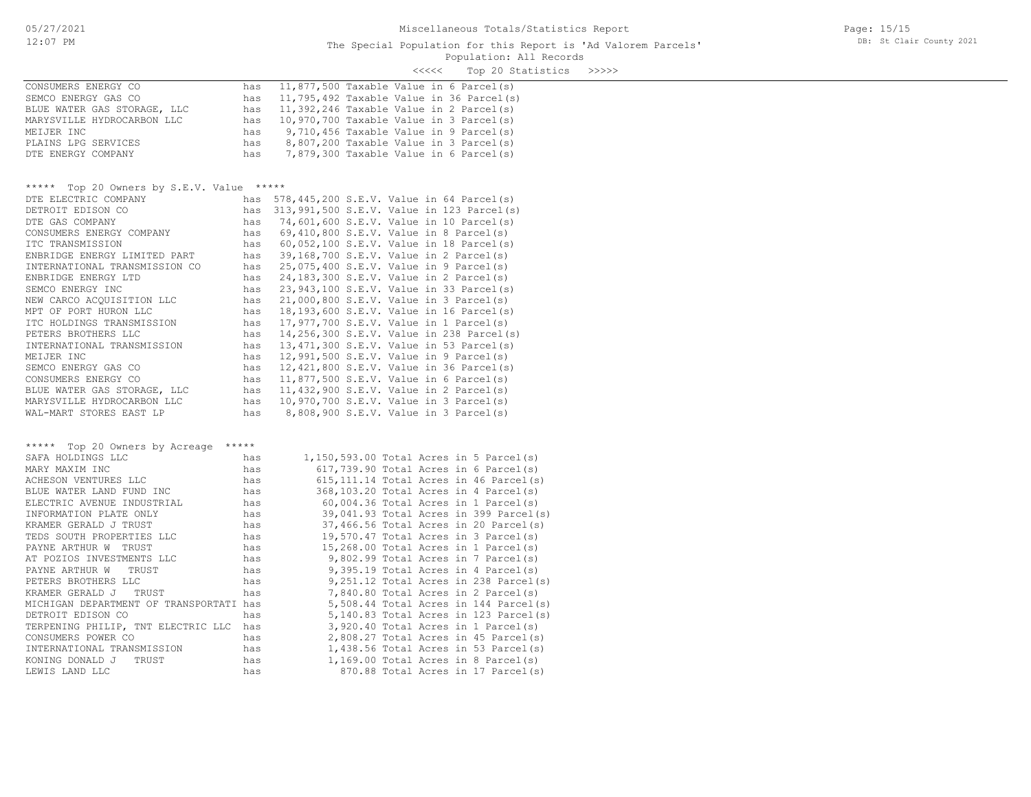| | | |
|---|---|---|
| CONSUMERS ENERGY CO | has | 11,877,500 Taxable Value in 6 Parcel(s) |
| SEMCO ENERGY GAS CO | has | 11,795,492 Taxable Value in 36 Parcel(s) |
| BLUE WATER GAS STORAGE, LLC | has | 11,392,246 Taxable Value in 2 Parcel(s) |
| MARYSVILLE HYDROCARBON LLC | has | 10,970,700 Taxable Value in 3 Parcel(s) |
| MEIJER INC | has | 9,710,456 Taxable Value in 9 Parcel(s) |
| PLAINS LPG SERVICES | has | 8,807,200 Taxable Value in 3 Parcel(s) |
| DTE ENERGY COMPANY | has | 7,879,300 Taxable Value in 6 Parcel(s) |

***** Top 20 Owners by S.E.V. Value *****

| | | |
|---|---|---|
| DTE ELECTRIC COMPANY | has | 578,445,200 S.E.V. Value in 64 Parcel(s) |
| DETROIT EDISON CO | has | 313,991,500 S.E.V. Value in 123 Parcel(s) |
| DTE GAS COMPANY | has | 74,601,600 S.E.V. Value in 10 Parcel(s) |
| CONSUMERS ENERGY COMPANY | has | 69,410,800 S.E.V. Value in 8 Parcel(s) |
| ITC TRANSMISSION | has | 60,052,100 S.E.V. Value in 18 Parcel(s) |
| ENBRIDGE ENERGY LIMITED PART | has | 39,168,700 S.E.V. Value in 2 Parcel(s) |
| INTERNATIONAL TRANSMISSION CO | has | 25,075,400 S.E.V. Value in 9 Parcel(s) |
| ENBRIDGE ENERGY LTD | has | 24,183,300 S.E.V. Value in 2 Parcel(s) |
| SEMCO ENERGY INC | has | 23,943,100 S.E.V. Value in 33 Parcel(s) |
| NEW CARCO ACQUISITION LLC | has | 21,000,800 S.E.V. Value in 3 Parcel(s) |
| MPT OF PORT HURON LLC | has | 18,193,600 S.E.V. Value in 16 Parcel(s) |
| ITC HOLDINGS TRANSMISSION | has | 17,977,700 S.E.V. Value in 1 Parcel(s) |
| PETERS BROTHERS LLC | has | 14,256,300 S.E.V. Value in 238 Parcel(s) |
| INTERNATIONAL TRANSMISSION | has | 13,471,300 S.E.V. Value in 53 Parcel(s) |
| MEIJER INC | has | 12,991,500 S.E.V. Value in 9 Parcel(s) |
| SEMCO ENERGY GAS CO | has | 12,421,800 S.E.V. Value in 36 Parcel(s) |
| CONSUMERS ENERGY CO | has | 11,877,500 S.E.V. Value in 6 Parcel(s) |
| BLUE WATER GAS STORAGE, LLC | has | 11,432,900 S.E.V. Value in 2 Parcel(s) |
| MARYSVILLE HYDROCARBON LLC | has | 10,970,700 S.E.V. Value in 3 Parcel(s) |
| WAL-MART STORES EAST LP | has | 8,808,900 S.E.V. Value in 3 Parcel(s) |

***** Top 20 Owners by Acreage *****

| | | |
|---|---|---|
| SAFA HOLDINGS LLC | has | 1,150,593.00 Total Acres in 5 Parcel(s) |
| MARY MAXIM INC | has | 617,739.90 Total Acres in 6 Parcel(s) |
| ACHESON VENTURES LLC | has | 615,111.14 Total Acres in 46 Parcel(s) |
| BLUE WATER LAND FUND INC | has | 368,103.20 Total Acres in 4 Parcel(s) |
| ELECTRIC AVENUE INDUSTRIAL | has | 60,004.36 Total Acres in 1 Parcel(s) |
| INFORMATION PLATE ONLY | has | 39,041.93 Total Acres in 399 Parcel(s) |
| KRAMER GERALD J TRUST | has | 37,466.56 Total Acres in 20 Parcel(s) |
| TEDS SOUTH PROPERTIES LLC | has | 19,570.47 Total Acres in 3 Parcel(s) |
| PAYNE ARTHUR W TRUST | has | 15,268.00 Total Acres in 1 Parcel(s) |
| AT POZIOS INVESTMENTS LLC | has | 9,802.99 Total Acres in 7 Parcel(s) |
| PAYNE ARTHUR W TRUST | has | 9,395.19 Total Acres in 4 Parcel(s) |
| PETERS BROTHERS LLC | has | 9,251.12 Total Acres in 238 Parcel(s) |
| KRAMER GERALD J TRUST | has | 7,840.80 Total Acres in 2 Parcel(s) |
| MICHIGAN DEPARTMENT OF TRANSPORTATI | has | 5,508.44 Total Acres in 144 Parcel(s) |
| DETROIT EDISON CO | has | 5,140.83 Total Acres in 123 Parcel(s) |
| TERPENING PHILIP, TNT ELECTRIC LLC | has | 3,920.40 Total Acres in 1 Parcel(s) |
| CONSUMERS POWER CO | has | 2,808.27 Total Acres in 45 Parcel(s) |
| INTERNATIONAL TRANSMISSION | has | 1,438.56 Total Acres in 53 Parcel(s) |
| KONING DONALD J TRUST | has | 1,169.00 Total Acres in 8 Parcel(s) |
| LEWIS LAND LLC | has | 870.88 Total Acres in 17 Parcel(s) |